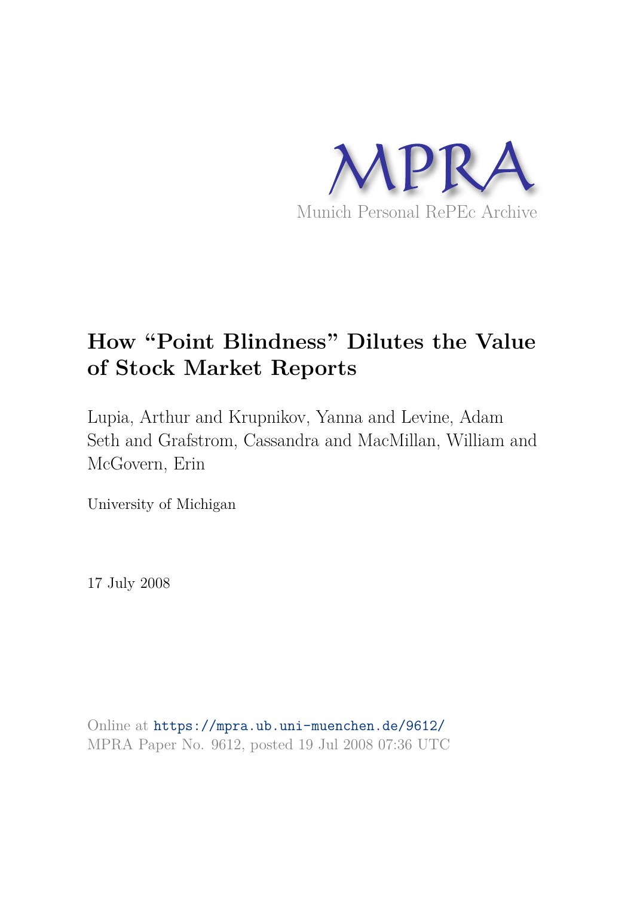MPRA

Munich Personal RePEc Archive

# How "Point Blindness" Dilutes the Value of Stock Market Reports

Lupia, Arthur and Krupnikov, Yanna and Levine, Adam Seth and Grafstrom, Cassandra and MacMillan, William and McGovern, Erin

University of Michigan

17 July 2008

Online at https://mpra.ub.uni-muenchen.de/9612/
MPRA Paper No. 9612, posted 19 Jul 2008 07:36 UTC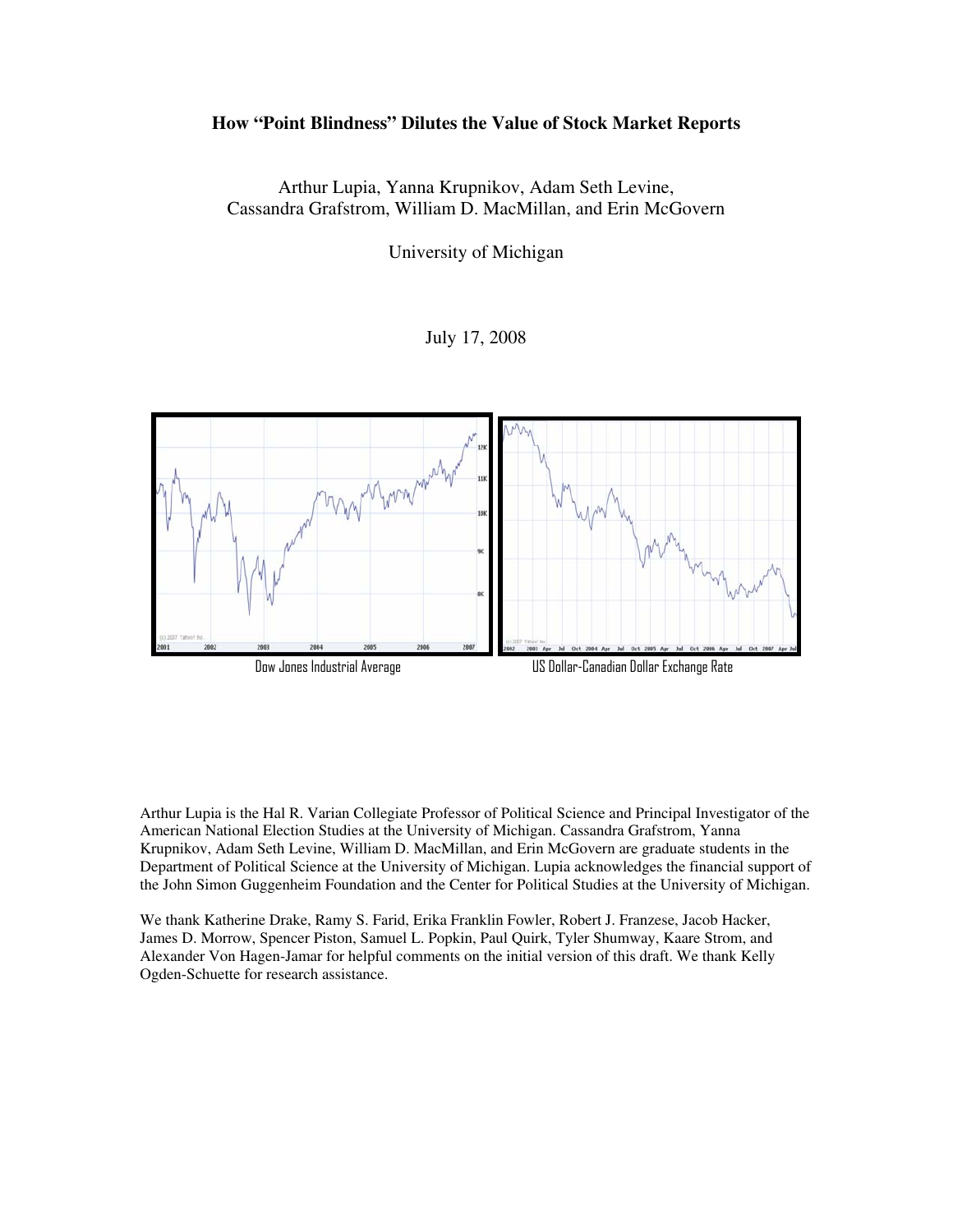**How "Point Blindness" Dilutes the Value of Stock Market Reports**

Arthur Lupia, Yanna Krupnikov, Adam Seth Levine,
Cassandra Grafstrom, William D. MacMillan, and Erin McGovern

University of Michigan

July 17, 2008

Dow Jones Industrial Average

US Dollar-Canadian Dollar Exchange Rate

Arthur Lupia is the Hal R. Varian Collegiate Professor of Political Science and Principal Investigator of the American National Election Studies at the University of Michigan. Cassandra Grafstrom, Yanna Krupnikov, Adam Seth Levine, William D. MacMillan, and Erin McGovern are graduate students in the Department of Political Science at the University of Michigan. Lupia acknowledges the financial support of the John Simon Guggenheim Foundation and the Center for Political Studies at the University of Michigan.

We thank Katherine Drake, Ramy S. Farid, Erika Franklin Fowler, Robert J. Franzese, Jacob Hacker, James D. Morrow, Spencer Piston, Samuel L. Popkin, Paul Quirk, Tyler Shumway, Kaare Strom, and Alexander Von Hagen-Jamar for helpful comments on the initial version of this draft. We thank Kelly Ogden-Schuette for research assistance.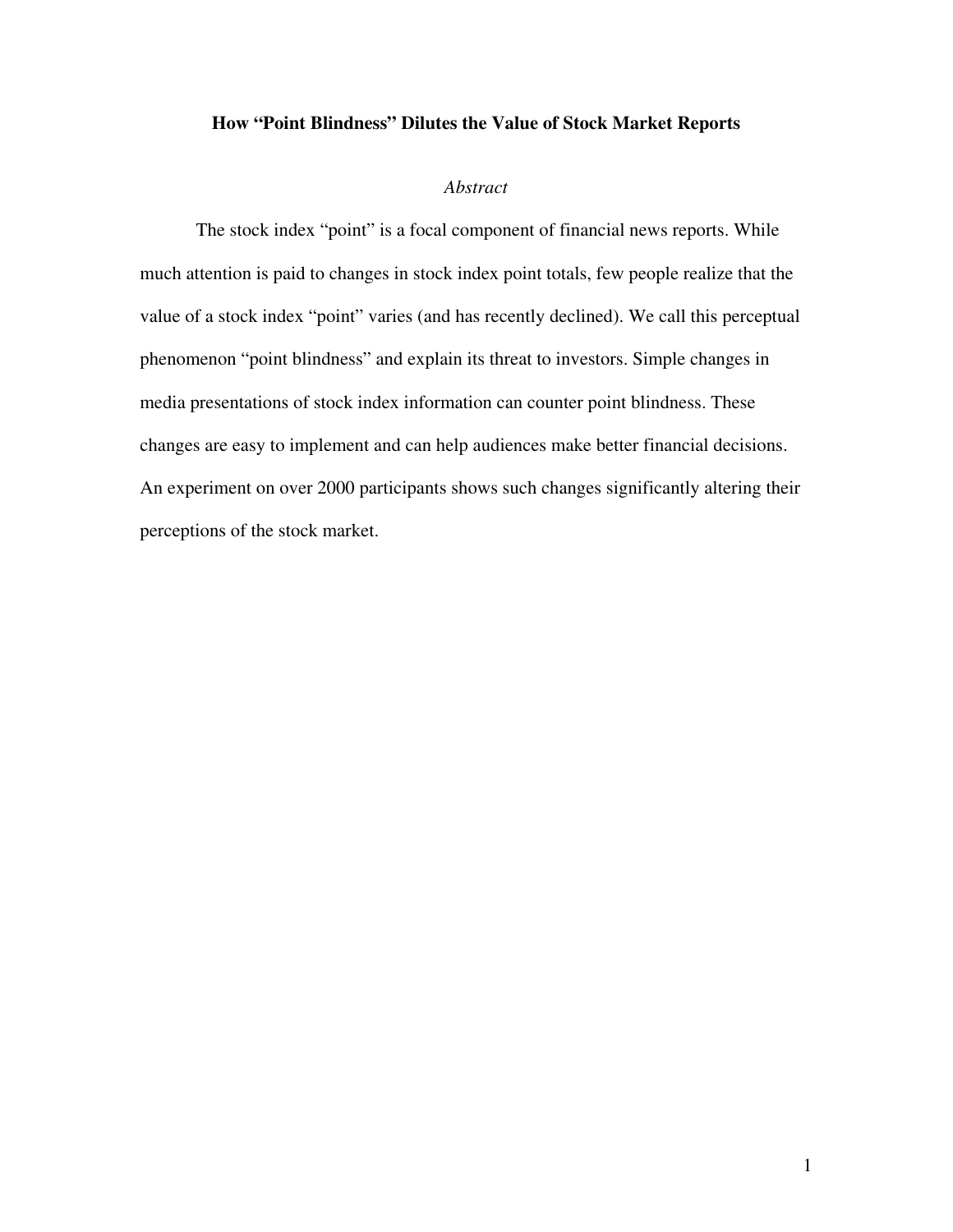**How "Point Blindness" Dilutes the Value of Stock Market Reports**

*Abstract*

The stock index "point" is a focal component of financial news reports. While much attention is paid to changes in stock index point totals, few people realize that the value of a stock index "point" varies (and has recently declined). We call this perceptual phenomenon "point blindness" and explain its threat to investors. Simple changes in media presentations of stock index information can counter point blindness. These changes are easy to implement and can help audiences make better financial decisions. An experiment on over 2000 participants shows such changes significantly altering their perceptions of the stock market.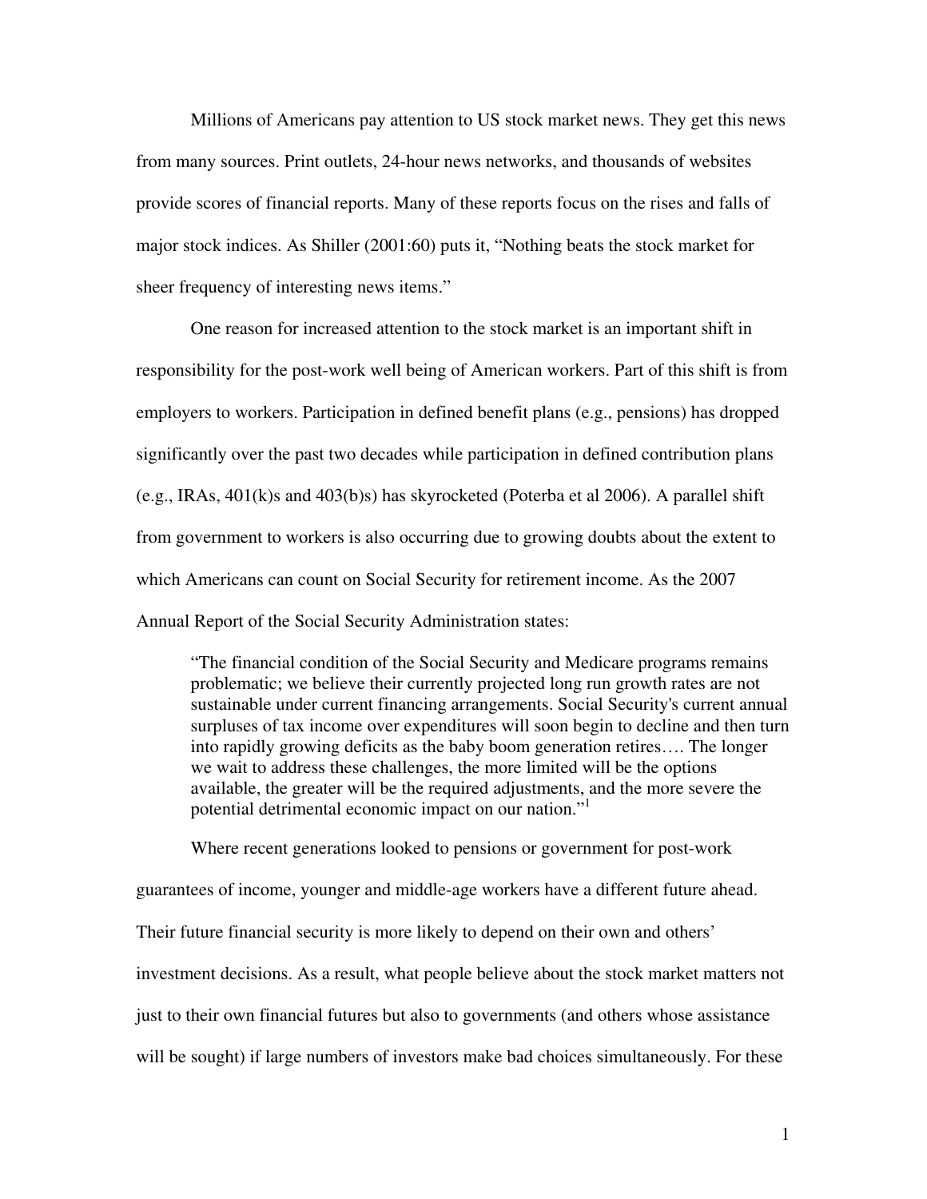Millions of Americans pay attention to US stock market news. They get this news from many sources. Print outlets, 24-hour news networks, and thousands of websites provide scores of financial reports. Many of these reports focus on the rises and falls of major stock indices. As Shiller (2001:60) puts it, "Nothing beats the stock market for sheer frequency of interesting news items."

One reason for increased attention to the stock market is an important shift in responsibility for the post-work well being of American workers. Part of this shift is from employers to workers. Participation in defined benefit plans (e.g., pensions) has dropped significantly over the past two decades while participation in defined contribution plans (e.g., IRAs, 401(k)s and 403(b)s) has skyrocketed (Poterba et al 2006). A parallel shift from government to workers is also occurring due to growing doubts about the extent to which Americans can count on Social Security for retirement income. As the 2007 Annual Report of the Social Security Administration states:

> "The financial condition of the Social Security and Medicare programs remains problematic; we believe their currently projected long run growth rates are not sustainable under current financing arrangements. Social Security's current annual surpluses of tax income over expenditures will soon begin to decline and then turn into rapidly growing deficits as the baby boom generation retires…. The longer we wait to address these challenges, the more limited will be the options available, the greater will be the required adjustments, and the more severe the potential detrimental economic impact on our nation."[1]

Where recent generations looked to pensions or government for post-work guarantees of income, younger and middle-age workers have a different future ahead. Their future financial security is more likely to depend on their own and others' investment decisions. As a result, what people believe about the stock market matters not just to their own financial futures but also to governments (and others whose assistance will be sought) if large numbers of investors make bad choices simultaneously. For these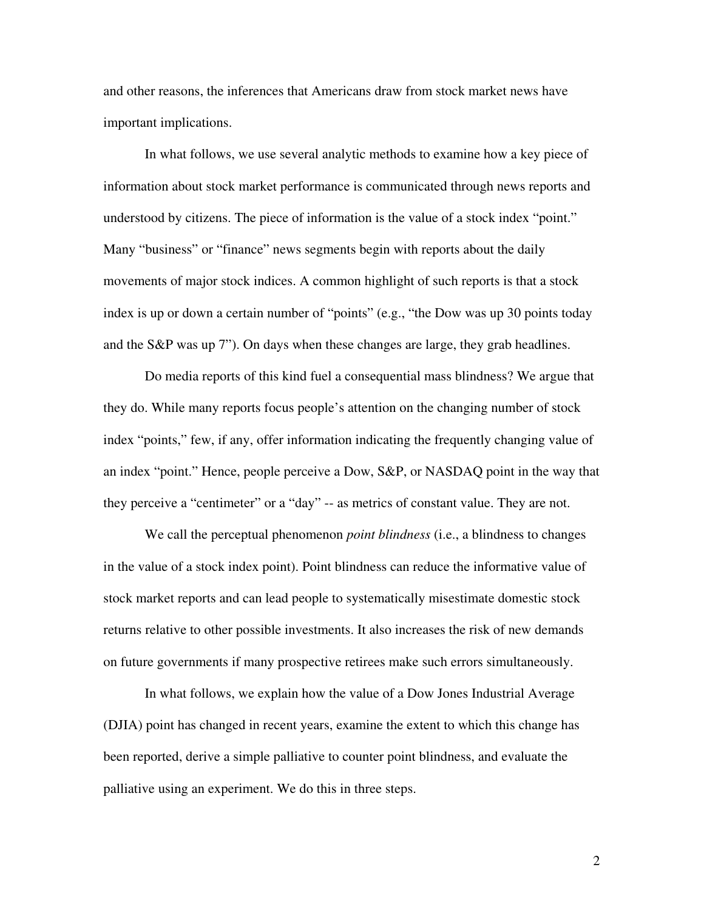and other reasons, the inferences that Americans draw from stock market news have important implications.

In what follows, we use several analytic methods to examine how a key piece of information about stock market performance is communicated through news reports and understood by citizens. The piece of information is the value of a stock index "point." Many "business" or "finance" news segments begin with reports about the daily movements of major stock indices. A common highlight of such reports is that a stock index is up or down a certain number of "points" (e.g., "the Dow was up 30 points today and the S&P was up 7"). On days when these changes are large, they grab headlines.

Do media reports of this kind fuel a consequential mass blindness? We argue that they do. While many reports focus people's attention on the changing number of stock index "points," few, if any, offer information indicating the frequently changing value of an index "point." Hence, people perceive a Dow, S&P, or NASDAQ point in the way that they perceive a "centimeter" or a "day" -- as metrics of constant value. They are not.

We call the perceptual phenomenon *point blindness* (i.e., a blindness to changes in the value of a stock index point). Point blindness can reduce the informative value of stock market reports and can lead people to systematically misestimate domestic stock returns relative to other possible investments. It also increases the risk of new demands on future governments if many prospective retirees make such errors simultaneously.

In what follows, we explain how the value of a Dow Jones Industrial Average (DJIA) point has changed in recent years, examine the extent to which this change has been reported, derive a simple palliative to counter point blindness, and evaluate the palliative using an experiment. We do this in three steps.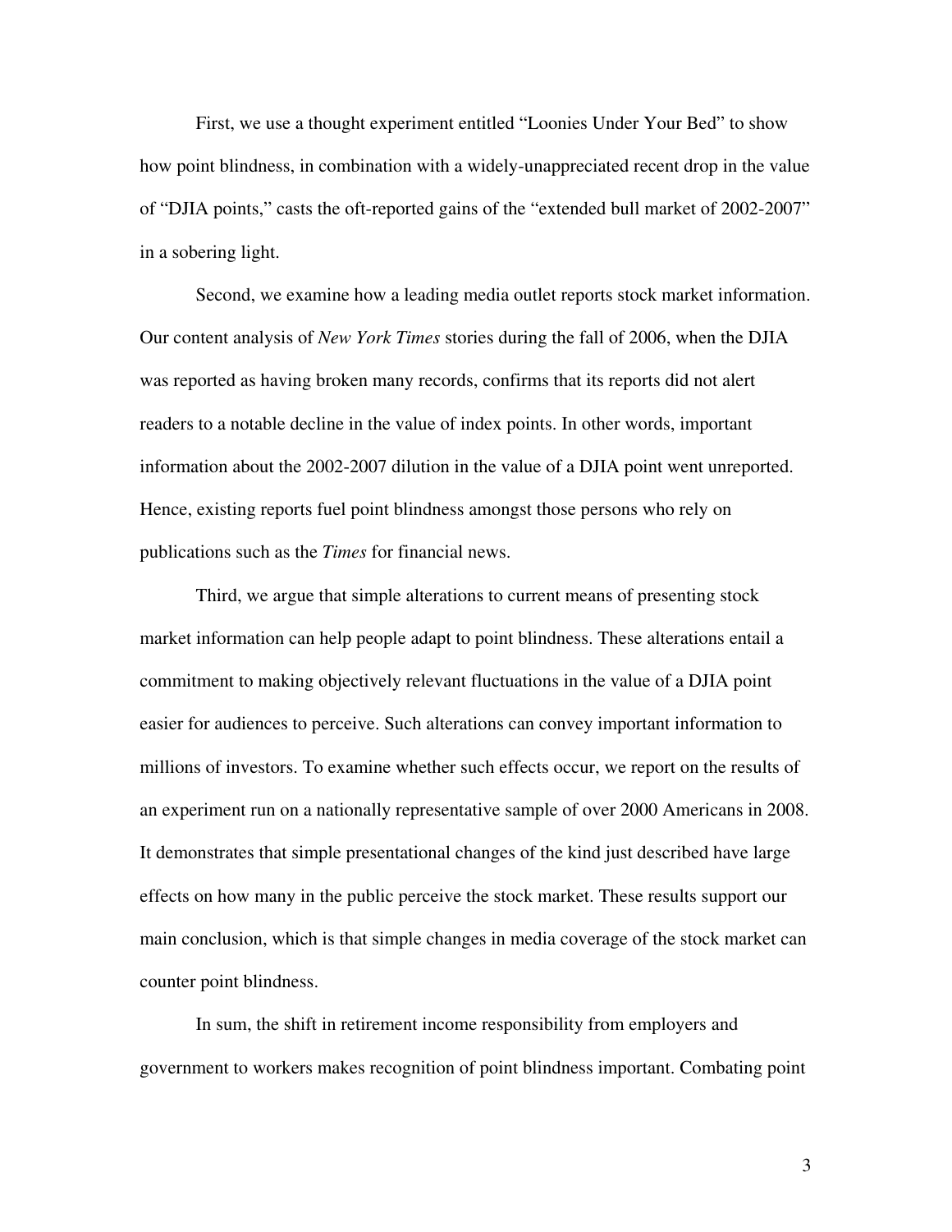First, we use a thought experiment entitled "Loonies Under Your Bed" to show how point blindness, in combination with a widely-unappreciated recent drop in the value of "DJIA points," casts the oft-reported gains of the "extended bull market of 2002-2007" in a sobering light.

Second, we examine how a leading media outlet reports stock market information. Our content analysis of *New York Times* stories during the fall of 2006, when the DJIA was reported as having broken many records, confirms that its reports did not alert readers to a notable decline in the value of index points. In other words, important information about the 2002-2007 dilution in the value of a DJIA point went unreported. Hence, existing reports fuel point blindness amongst those persons who rely on publications such as the *Times* for financial news.

Third, we argue that simple alterations to current means of presenting stock market information can help people adapt to point blindness. These alterations entail a commitment to making objectively relevant fluctuations in the value of a DJIA point easier for audiences to perceive. Such alterations can convey important information to millions of investors. To examine whether such effects occur, we report on the results of an experiment run on a nationally representative sample of over 2000 Americans in 2008. It demonstrates that simple presentational changes of the kind just described have large effects on how many in the public perceive the stock market. These results support our main conclusion, which is that simple changes in media coverage of the stock market can counter point blindness.

In sum, the shift in retirement income responsibility from employers and government to workers makes recognition of point blindness important. Combating point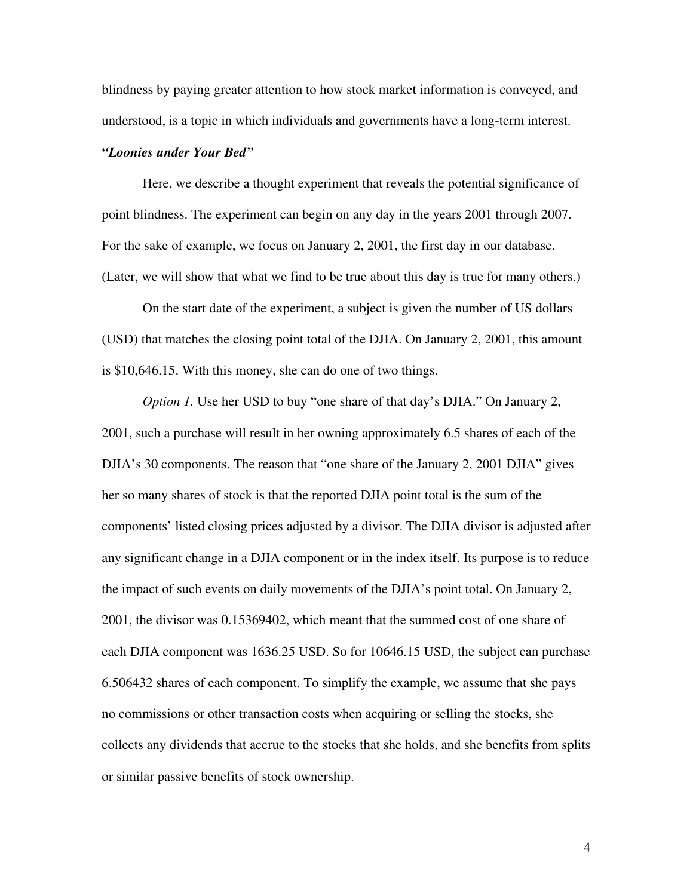blindness by paying greater attention to how stock market information is conveyed, and understood, is a topic in which individuals and governments have a long-term interest.

### *"Loonies under Your Bed"*

Here, we describe a thought experiment that reveals the potential significance of point blindness. The experiment can begin on any day in the years 2001 through 2007. For the sake of example, we focus on January 2, 2001, the first day in our database. (Later, we will show that what we find to be true about this day is true for many others.)

On the start date of the experiment, a subject is given the number of US dollars (USD) that matches the closing point total of the DJIA. On January 2, 2001, this amount is $10,646.15. With this money, she can do one of two things.

*Option 1.* Use her USD to buy "one share of that day's DJIA." On January 2, 2001, such a purchase will result in her owning approximately 6.5 shares of each of the DJIA's 30 components. The reason that "one share of the January 2, 2001 DJIA" gives her so many shares of stock is that the reported DJIA point total is the sum of the components' listed closing prices adjusted by a divisor. The DJIA divisor is adjusted after any significant change in a DJIA component or in the index itself. Its purpose is to reduce the impact of such events on daily movements of the DJIA's point total. On January 2, 2001, the divisor was 0.15369402, which meant that the summed cost of one share of each DJIA component was 1636.25 USD. So for 10646.15 USD, the subject can purchase 6.506432 shares of each component. To simplify the example, we assume that she pays no commissions or other transaction costs when acquiring or selling the stocks, she collects any dividends that accrue to the stocks that she holds, and she benefits from splits or similar passive benefits of stock ownership.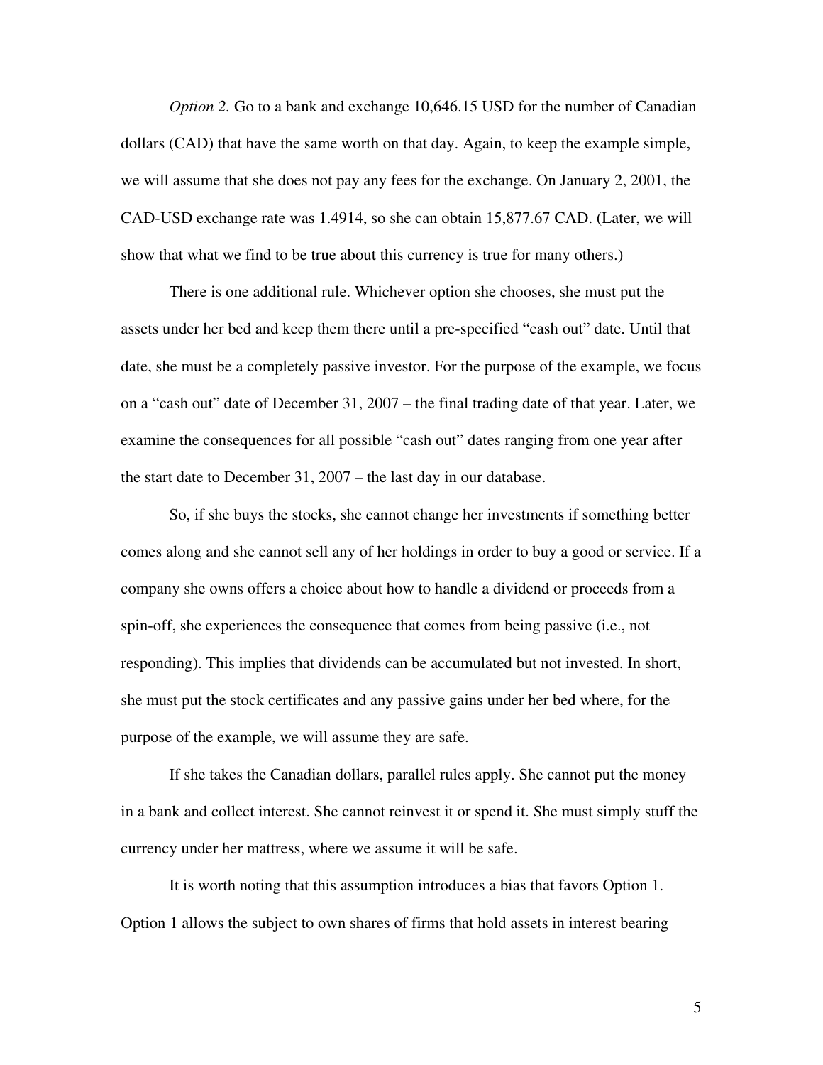*Option 2.* Go to a bank and exchange 10,646.15 USD for the number of Canadian dollars (CAD) that have the same worth on that day. Again, to keep the example simple, we will assume that she does not pay any fees for the exchange. On January 2, 2001, the CAD-USD exchange rate was 1.4914, so she can obtain 15,877.67 CAD. (Later, we will show that what we find to be true about this currency is true for many others.)

There is one additional rule. Whichever option she chooses, she must put the assets under her bed and keep them there until a pre-specified "cash out" date. Until that date, she must be a completely passive investor. For the purpose of the example, we focus on a "cash out" date of December 31, 2007 – the final trading date of that year. Later, we examine the consequences for all possible "cash out" dates ranging from one year after the start date to December 31, 2007 – the last day in our database.

So, if she buys the stocks, she cannot change her investments if something better comes along and she cannot sell any of her holdings in order to buy a good or service. If a company she owns offers a choice about how to handle a dividend or proceeds from a spin-off, she experiences the consequence that comes from being passive (i.e., not responding). This implies that dividends can be accumulated but not invested. In short, she must put the stock certificates and any passive gains under her bed where, for the purpose of the example, we will assume they are safe.

If she takes the Canadian dollars, parallel rules apply. She cannot put the money in a bank and collect interest. She cannot reinvest it or spend it. She must simply stuff the currency under her mattress, where we assume it will be safe.

It is worth noting that this assumption introduces a bias that favors Option 1. Option 1 allows the subject to own shares of firms that hold assets in interest bearing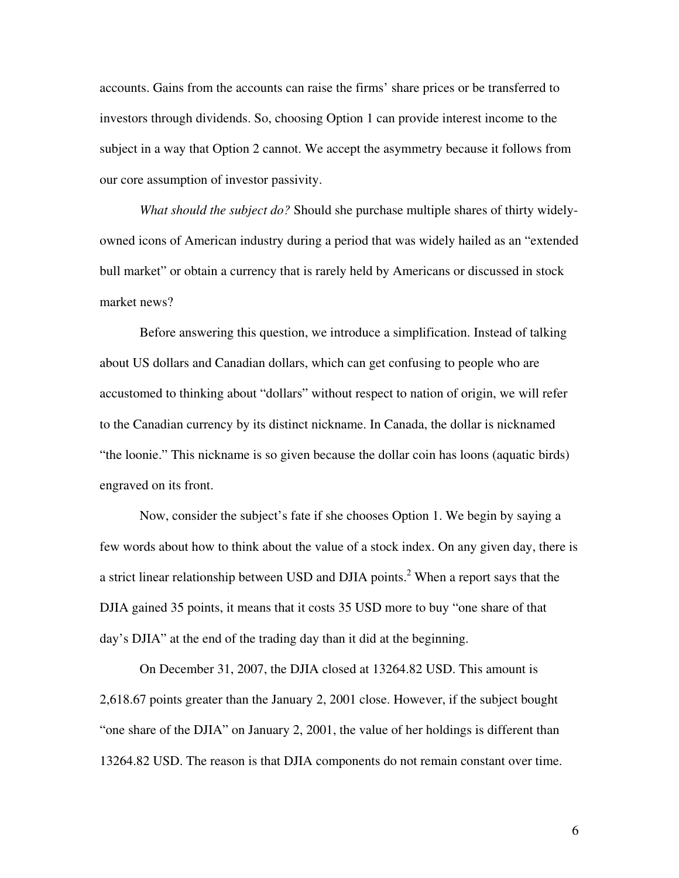accounts. Gains from the accounts can raise the firms' share prices or be transferred to investors through dividends. So, choosing Option 1 can provide interest income to the subject in a way that Option 2 cannot. We accept the asymmetry because it follows from our core assumption of investor passivity.

*What should the subject do?* Should she purchase multiple shares of thirty widely-owned icons of American industry during a period that was widely hailed as an "extended bull market" or obtain a currency that is rarely held by Americans or discussed in stock market news?

Before answering this question, we introduce a simplification. Instead of talking about US dollars and Canadian dollars, which can get confusing to people who are accustomed to thinking about "dollars" without respect to nation of origin, we will refer to the Canadian currency by its distinct nickname. In Canada, the dollar is nicknamed "the loonie." This nickname is so given because the dollar coin has loons (aquatic birds) engraved on its front.

Now, consider the subject's fate if she chooses Option 1. We begin by saying a few words about how to think about the value of a stock index. On any given day, there is a strict linear relationship between USD and DJIA points.[2] When a report says that the DJIA gained 35 points, it means that it costs 35 USD more to buy "one share of that day's DJIA" at the end of the trading day than it did at the beginning.

On December 31, 2007, the DJIA closed at 13264.82 USD. This amount is 2,618.67 points greater than the January 2, 2001 close. However, if the subject bought "one share of the DJIA" on January 2, 2001, the value of her holdings is different than 13264.82 USD. The reason is that DJIA components do not remain constant over time.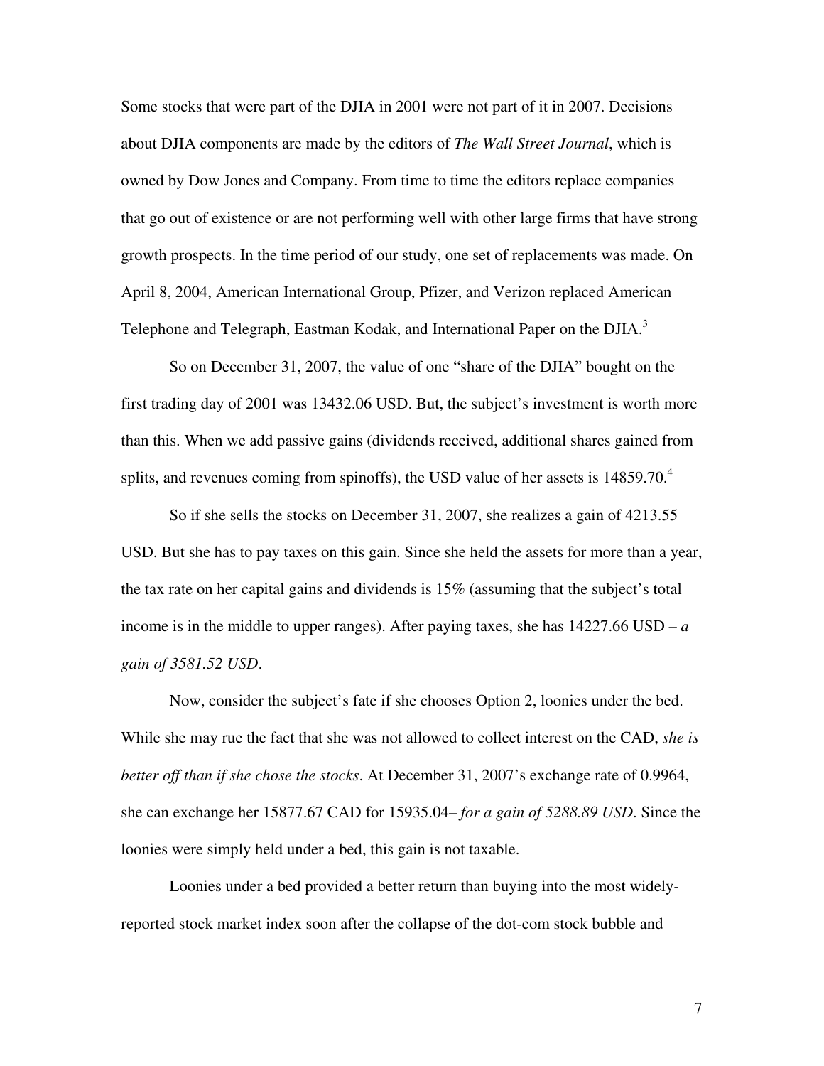Some stocks that were part of the DJIA in 2001 were not part of it in 2007. Decisions about DJIA components are made by the editors of *The Wall Street Journal*, which is owned by Dow Jones and Company. From time to time the editors replace companies that go out of existence or are not performing well with other large firms that have strong growth prospects. In the time period of our study, one set of replacements was made. On April 8, 2004, American International Group, Pfizer, and Verizon replaced American Telephone and Telegraph, Eastman Kodak, and International Paper on the DJIA.[3]

So on December 31, 2007, the value of one "share of the DJIA" bought on the first trading day of 2001 was 13432.06 USD. But, the subject's investment is worth more than this. When we add passive gains (dividends received, additional shares gained from splits, and revenues coming from spinoffs), the USD value of her assets is 14859.70.[4]

So if she sells the stocks on December 31, 2007, she realizes a gain of 4213.55 USD. But she has to pay taxes on this gain. Since she held the assets for more than a year, the tax rate on her capital gains and dividends is 15% (assuming that the subject's total income is in the middle to upper ranges). After paying taxes, she has 14227.66 USD – *a gain of 3581.52 USD*.

Now, consider the subject's fate if she chooses Option 2, loonies under the bed. While she may rue the fact that she was not allowed to collect interest on the CAD, *she is better off than if she chose the stocks*. At December 31, 2007's exchange rate of 0.9964, she can exchange her 15877.67 CAD for 15935.04– *for a gain of 5288.89 USD*. Since the loonies were simply held under a bed, this gain is not taxable.

Loonies under a bed provided a better return than buying into the most widely-reported stock market index soon after the collapse of the dot-com stock bubble and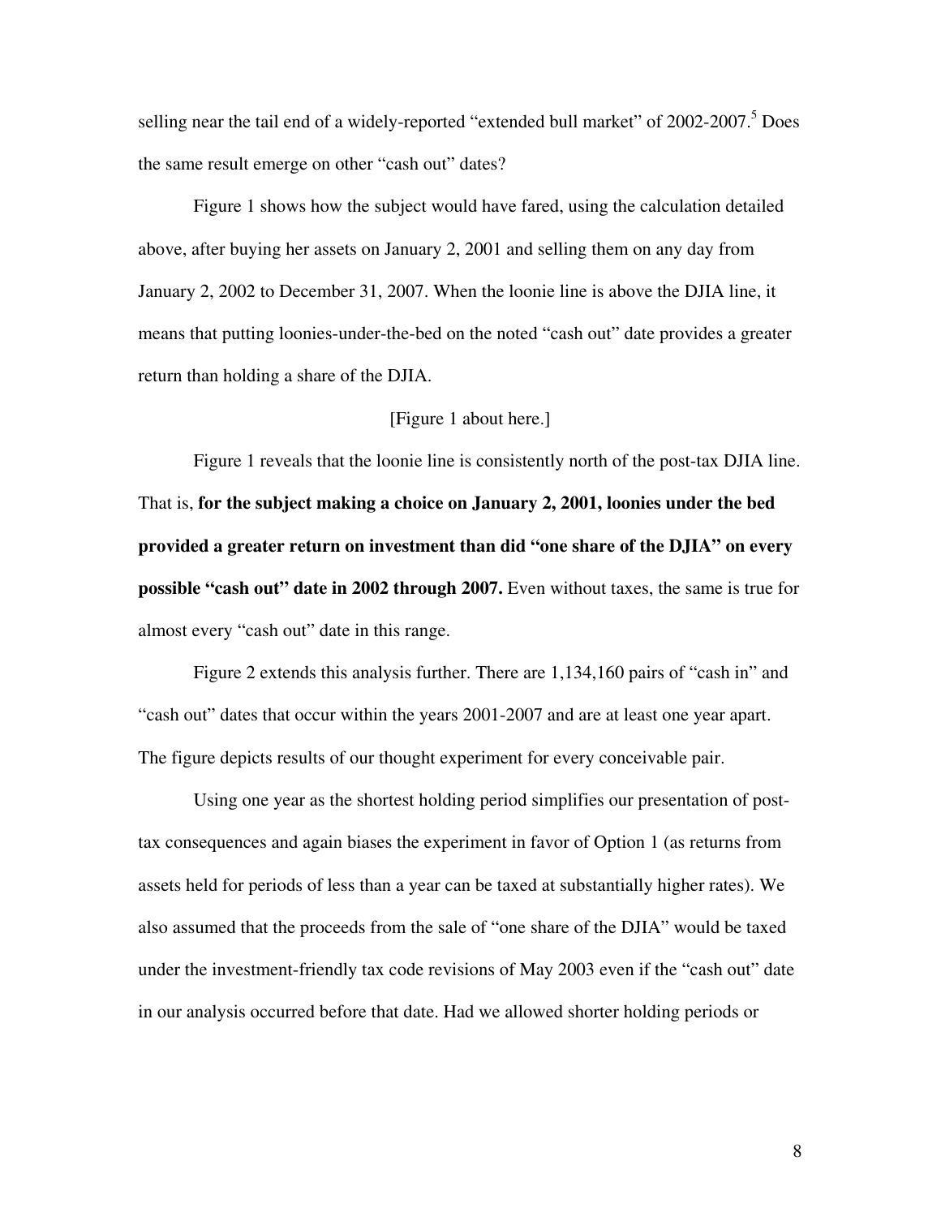selling near the tail end of a widely-reported "extended bull market" of 2002-2007.[5] Does the same result emerge on other "cash out" dates?

Figure 1 shows how the subject would have fared, using the calculation detailed above, after buying her assets on January 2, 2001 and selling them on any day from January 2, 2002 to December 31, 2007. When the loonie line is above the DJIA line, it means that putting loonies-under-the-bed on the noted "cash out" date provides a greater return than holding a share of the DJIA.

[Figure 1 about here.]

Figure 1 reveals that the loonie line is consistently north of the post-tax DJIA line. That is, **for the subject making a choice on January 2, 2001, loonies under the bed provided a greater return on investment than did "one share of the DJIA" on every possible "cash out" date in 2002 through 2007.** Even without taxes, the same is true for almost every "cash out" date in this range.

Figure 2 extends this analysis further. There are 1,134,160 pairs of "cash in" and "cash out" dates that occur within the years 2001-2007 and are at least one year apart. The figure depicts results of our thought experiment for every conceivable pair.

Using one year as the shortest holding period simplifies our presentation of post-tax consequences and again biases the experiment in favor of Option 1 (as returns from assets held for periods of less than a year can be taxed at substantially higher rates). We also assumed that the proceeds from the sale of "one share of the DJIA" would be taxed under the investment-friendly tax code revisions of May 2003 even if the "cash out" date in our analysis occurred before that date. Had we allowed shorter holding periods or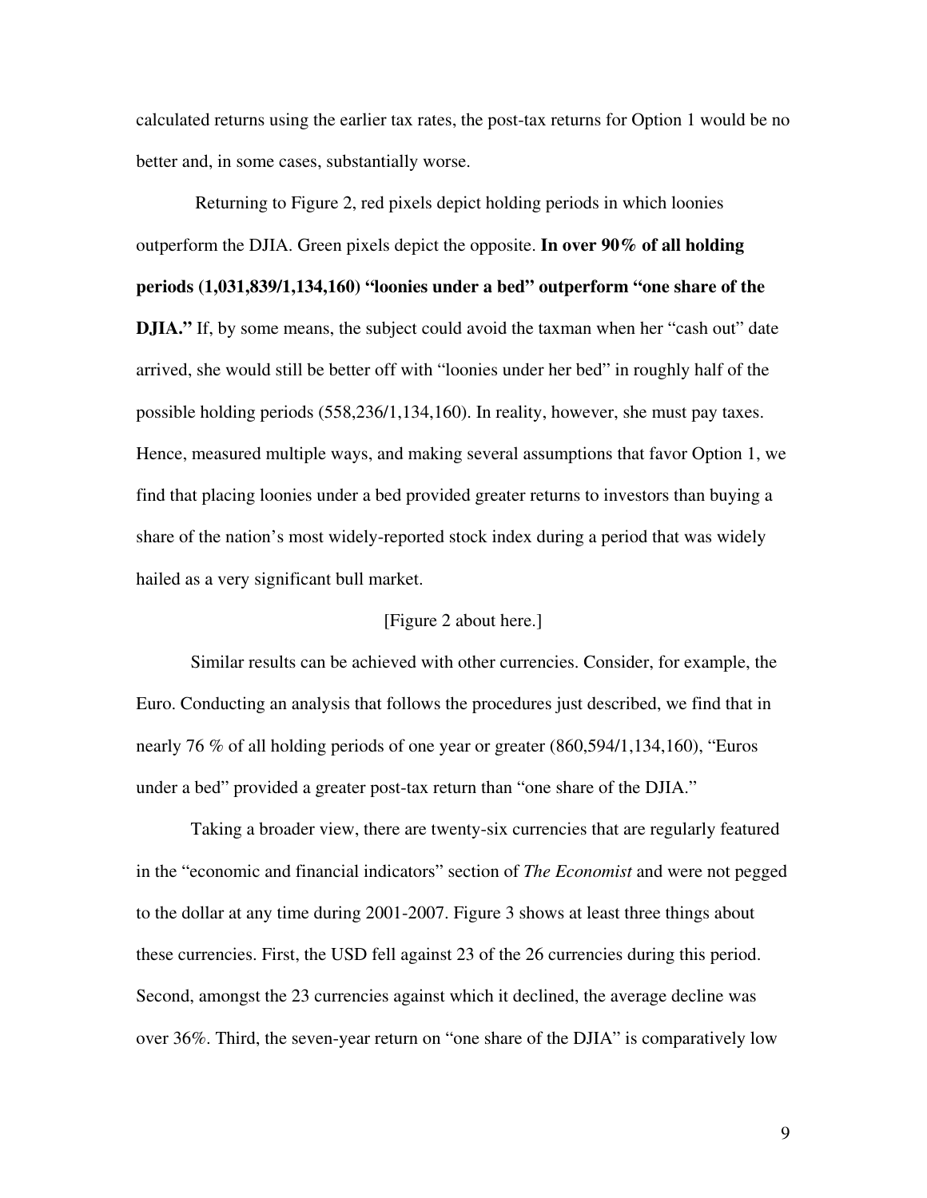calculated returns using the earlier tax rates, the post-tax returns for Option 1 would be no better and, in some cases, substantially worse.

Returning to Figure 2, red pixels depict holding periods in which loonies outperform the DJIA. Green pixels depict the opposite. **In over 90% of all holding periods (1,031,839/1,134,160) "loonies under a bed" outperform "one share of the DJIA."** If, by some means, the subject could avoid the taxman when her "cash out" date arrived, she would still be better off with "loonies under her bed" in roughly half of the possible holding periods (558,236/1,134,160). In reality, however, she must pay taxes. Hence, measured multiple ways, and making several assumptions that favor Option 1, we find that placing loonies under a bed provided greater returns to investors than buying a share of the nation's most widely-reported stock index during a period that was widely hailed as a very significant bull market.

[Figure 2 about here.]

Similar results can be achieved with other currencies. Consider, for example, the Euro. Conducting an analysis that follows the procedures just described, we find that in nearly 76 % of all holding periods of one year or greater (860,594/1,134,160), "Euros under a bed" provided a greater post-tax return than "one share of the DJIA."

Taking a broader view, there are twenty-six currencies that are regularly featured in the "economic and financial indicators" section of *The Economist* and were not pegged to the dollar at any time during 2001-2007. Figure 3 shows at least three things about these currencies. First, the USD fell against 23 of the 26 currencies during this period. Second, amongst the 23 currencies against which it declined, the average decline was over 36%. Third, the seven-year return on "one share of the DJIA" is comparatively low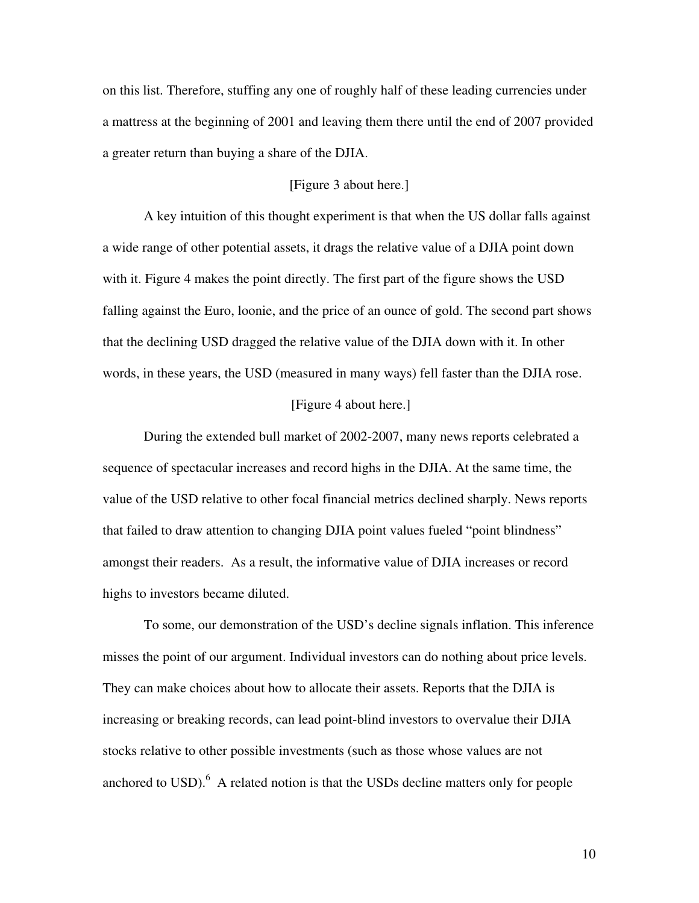on this list. Therefore, stuffing any one of roughly half of these leading currencies under a mattress at the beginning of 2001 and leaving them there until the end of 2007 provided a greater return than buying a share of the DJIA.

[Figure 3 about here.]

A key intuition of this thought experiment is that when the US dollar falls against a wide range of other potential assets, it drags the relative value of a DJIA point down with it. Figure 4 makes the point directly. The first part of the figure shows the USD falling against the Euro, loonie, and the price of an ounce of gold. The second part shows that the declining USD dragged the relative value of the DJIA down with it. In other words, in these years, the USD (measured in many ways) fell faster than the DJIA rose.

[Figure 4 about here.]

During the extended bull market of 2002-2007, many news reports celebrated a sequence of spectacular increases and record highs in the DJIA. At the same time, the value of the USD relative to other focal financial metrics declined sharply. News reports that failed to draw attention to changing DJIA point values fueled "point blindness" amongst their readers. As a result, the informative value of DJIA increases or record highs to investors became diluted.

To some, our demonstration of the USD's decline signals inflation. This inference misses the point of our argument. Individual investors can do nothing about price levels. They can make choices about how to allocate their assets. Reports that the DJIA is increasing or breaking records, can lead point-blind investors to overvalue their DJIA stocks relative to other possible investments (such as those whose values are not anchored to USD).[6] A related notion is that the USDs decline matters only for people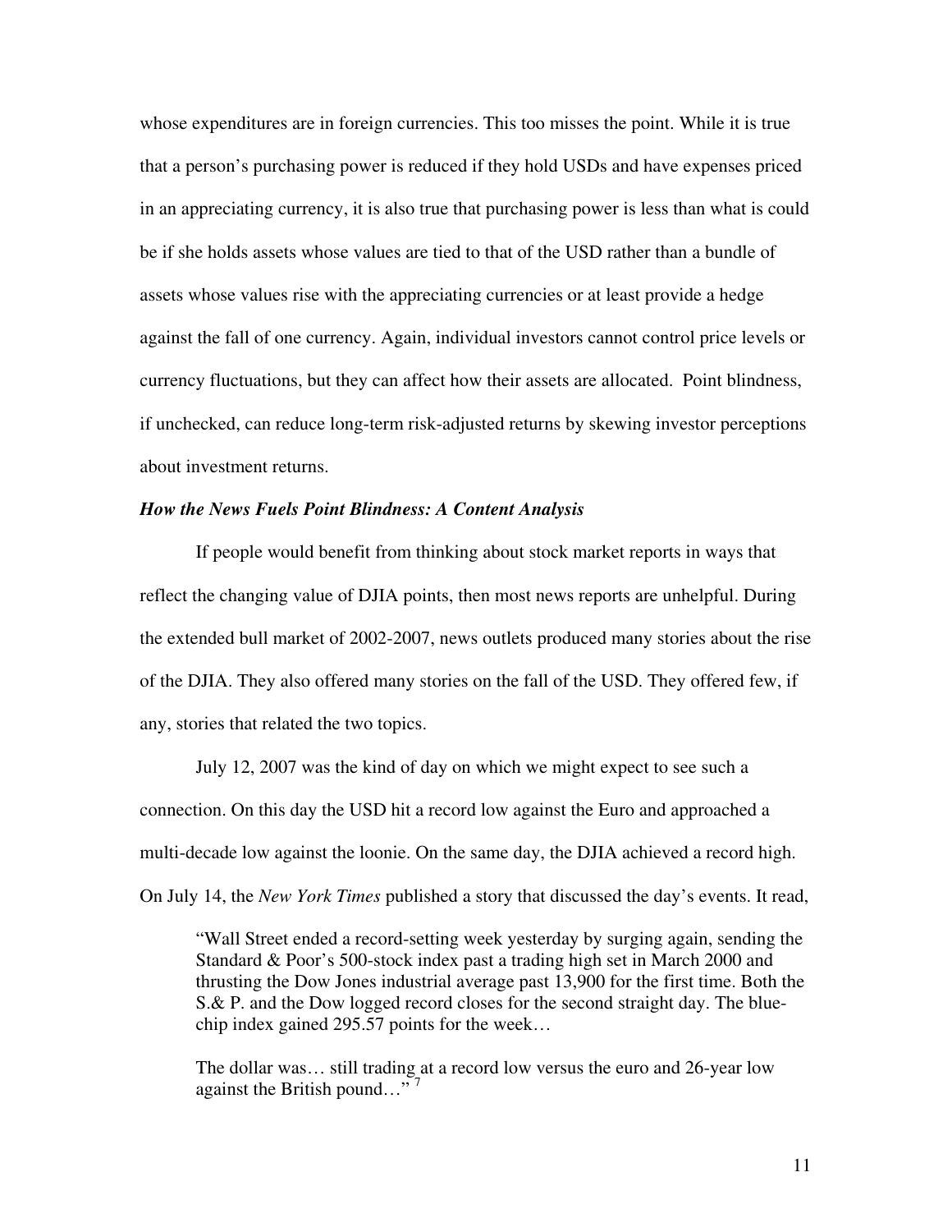whose expenditures are in foreign currencies. This too misses the point. While it is true that a person's purchasing power is reduced if they hold USDs and have expenses priced in an appreciating currency, it is also true that purchasing power is less than what is could be if she holds assets whose values are tied to that of the USD rather than a bundle of assets whose values rise with the appreciating currencies or at least provide a hedge against the fall of one currency. Again, individual investors cannot control price levels or currency fluctuations, but they can affect how their assets are allocated. Point blindness, if unchecked, can reduce long-term risk-adjusted returns by skewing investor perceptions about investment returns.

### *How the News Fuels Point Blindness: A Content Analysis*

If people would benefit from thinking about stock market reports in ways that reflect the changing value of DJIA points, then most news reports are unhelpful. During the extended bull market of 2002-2007, news outlets produced many stories about the rise of the DJIA. They also offered many stories on the fall of the USD. They offered few, if any, stories that related the two topics.

July 12, 2007 was the kind of day on which we might expect to see such a connection. On this day the USD hit a record low against the Euro and approached a multi-decade low against the loonie. On the same day, the DJIA achieved a record high. On July 14, the *New York Times* published a story that discussed the day's events. It read,

> "Wall Street ended a record-setting week yesterday by surging again, sending the Standard & Poor's 500-stock index past a trading high set in March 2000 and thrusting the Dow Jones industrial average past 13,900 for the first time. Both the S.& P. and the Dow logged record closes for the second straight day. The blue-chip index gained 295.57 points for the week…
>
> The dollar was… still trading at a record low versus the euro and 26-year low against the British pound…" [7]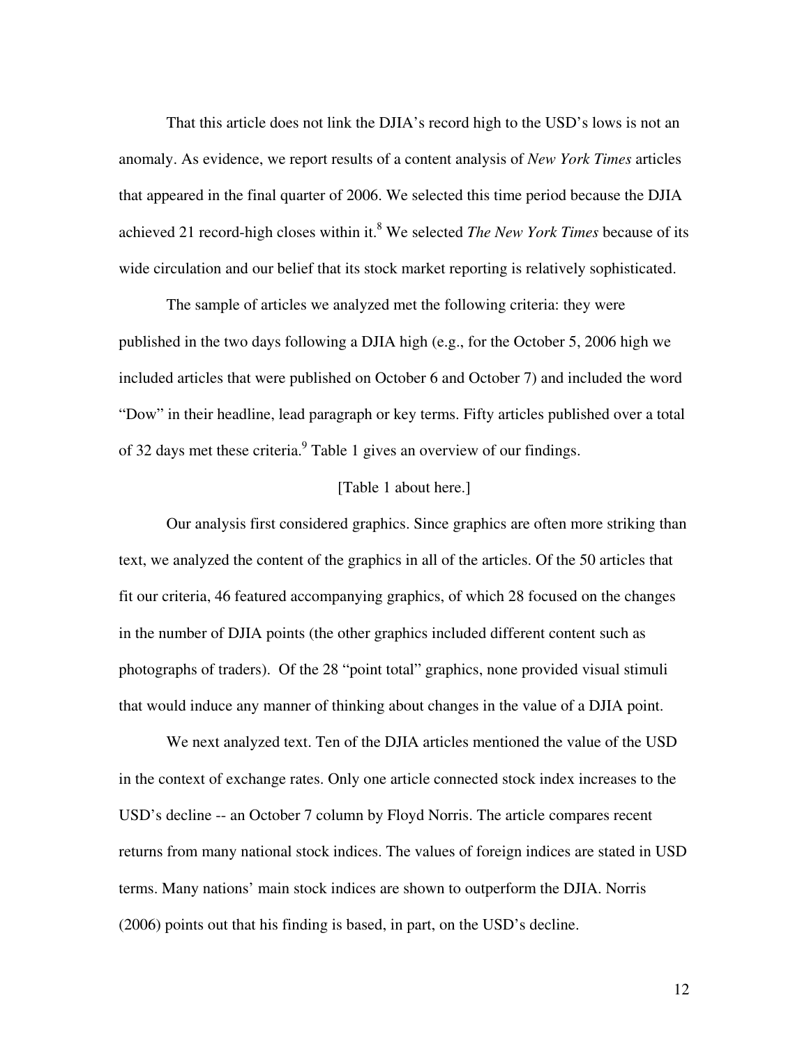That this article does not link the DJIA's record high to the USD's lows is not an anomaly. As evidence, we report results of a content analysis of *New York Times* articles that appeared in the final quarter of 2006. We selected this time period because the DJIA achieved 21 record-high closes within it.[8] We selected *The New York Times* because of its wide circulation and our belief that its stock market reporting is relatively sophisticated.

The sample of articles we analyzed met the following criteria: they were published in the two days following a DJIA high (e.g., for the October 5, 2006 high we included articles that were published on October 6 and October 7) and included the word "Dow" in their headline, lead paragraph or key terms. Fifty articles published over a total of 32 days met these criteria.[9] Table 1 gives an overview of our findings.

[Table 1 about here.]

Our analysis first considered graphics. Since graphics are often more striking than text, we analyzed the content of the graphics in all of the articles. Of the 50 articles that fit our criteria, 46 featured accompanying graphics, of which 28 focused on the changes in the number of DJIA points (the other graphics included different content such as photographs of traders). Of the 28 "point total" graphics, none provided visual stimuli that would induce any manner of thinking about changes in the value of a DJIA point.

We next analyzed text. Ten of the DJIA articles mentioned the value of the USD in the context of exchange rates. Only one article connected stock index increases to the USD's decline -- an October 7 column by Floyd Norris. The article compares recent returns from many national stock indices. The values of foreign indices are stated in USD terms. Many nations' main stock indices are shown to outperform the DJIA. Norris (2006) points out that his finding is based, in part, on the USD's decline.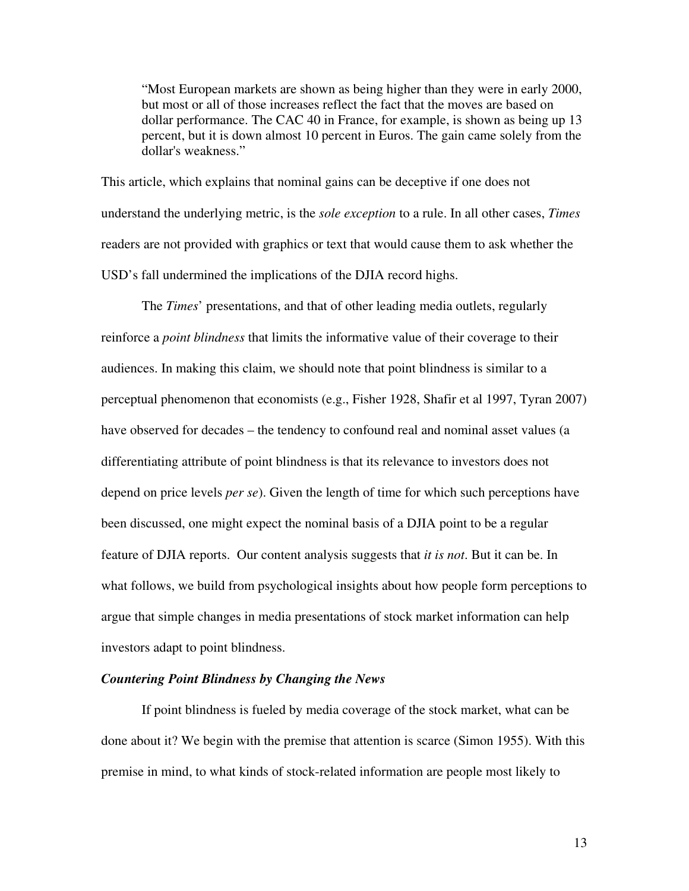> "Most European markets are shown as being higher than they were in early 2000, but most or all of those increases reflect the fact that the moves are based on dollar performance. The CAC 40 in France, for example, is shown as being up 13 percent, but it is down almost 10 percent in Euros. The gain came solely from the dollar's weakness."

This article, which explains that nominal gains can be deceptive if one does not understand the underlying metric, is the *sole exception* to a rule. In all other cases, *Times* readers are not provided with graphics or text that would cause them to ask whether the USD's fall undermined the implications of the DJIA record highs.

The *Times*' presentations, and that of other leading media outlets, regularly reinforce a *point blindness* that limits the informative value of their coverage to their audiences. In making this claim, we should note that point blindness is similar to a perceptual phenomenon that economists (e.g., Fisher 1928, Shafir et al 1997, Tyran 2007) have observed for decades – the tendency to confound real and nominal asset values (a differentiating attribute of point blindness is that its relevance to investors does not depend on price levels *per se*). Given the length of time for which such perceptions have been discussed, one might expect the nominal basis of a DJIA point to be a regular feature of DJIA reports. Our content analysis suggests that *it is not*. But it can be. In what follows, we build from psychological insights about how people form perceptions to argue that simple changes in media presentations of stock market information can help investors adapt to point blindness.

### *Countering Point Blindness by Changing the News*

If point blindness is fueled by media coverage of the stock market, what can be done about it? We begin with the premise that attention is scarce (Simon 1955). With this premise in mind, to what kinds of stock-related information are people most likely to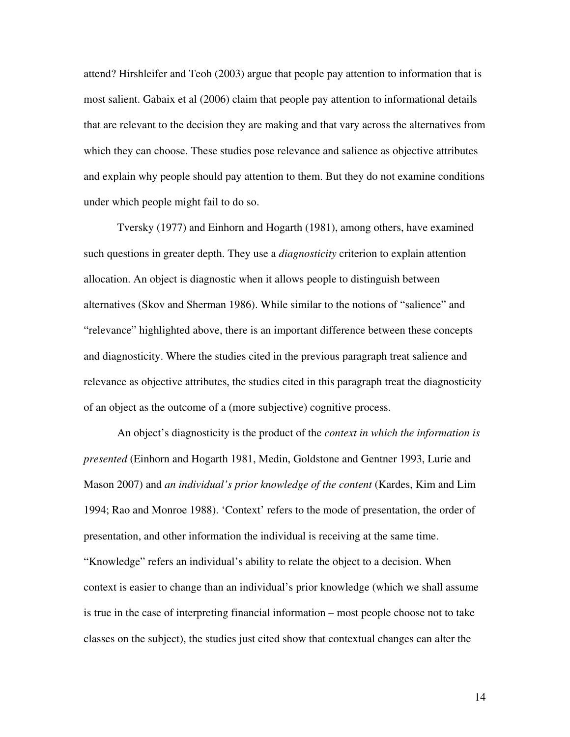attend? Hirshleifer and Teoh (2003) argue that people pay attention to information that is most salient. Gabaix et al (2006) claim that people pay attention to informational details that are relevant to the decision they are making and that vary across the alternatives from which they can choose. These studies pose relevance and salience as objective attributes and explain why people should pay attention to them. But they do not examine conditions under which people might fail to do so.

Tversky (1977) and Einhorn and Hogarth (1981), among others, have examined such questions in greater depth. They use a *diagnosticity* criterion to explain attention allocation. An object is diagnostic when it allows people to distinguish between alternatives (Skov and Sherman 1986). While similar to the notions of "salience" and "relevance" highlighted above, there is an important difference between these concepts and diagnosticity. Where the studies cited in the previous paragraph treat salience and relevance as objective attributes, the studies cited in this paragraph treat the diagnosticity of an object as the outcome of a (more subjective) cognitive process.

An object's diagnosticity is the product of the *context in which the information is presented* (Einhorn and Hogarth 1981, Medin, Goldstone and Gentner 1993, Lurie and Mason 2007) and *an individual's prior knowledge of the content* (Kardes, Kim and Lim 1994; Rao and Monroe 1988). 'Context' refers to the mode of presentation, the order of presentation, and other information the individual is receiving at the same time. "Knowledge" refers an individual's ability to relate the object to a decision. When context is easier to change than an individual's prior knowledge (which we shall assume is true in the case of interpreting financial information – most people choose not to take classes on the subject), the studies just cited show that contextual changes can alter the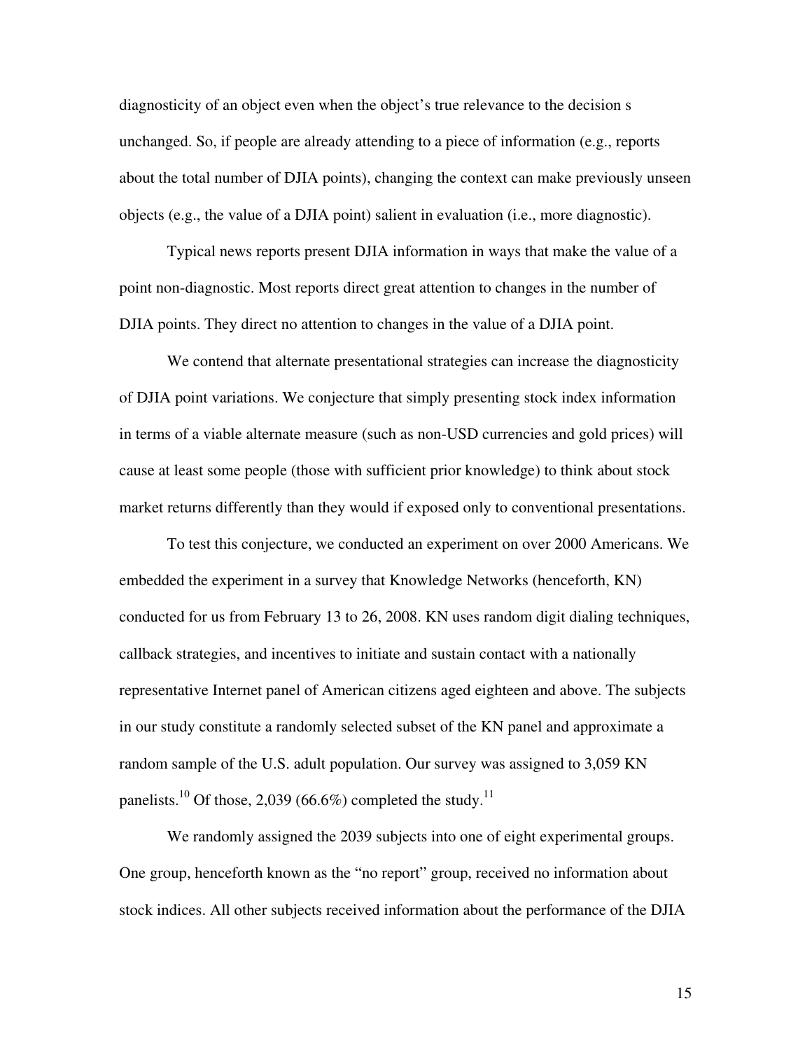diagnosticity of an object even when the object's true relevance to the decision s unchanged. So, if people are already attending to a piece of information (e.g., reports about the total number of DJIA points), changing the context can make previously unseen objects (e.g., the value of a DJIA point) salient in evaluation (i.e., more diagnostic).

Typical news reports present DJIA information in ways that make the value of a point non-diagnostic. Most reports direct great attention to changes in the number of DJIA points. They direct no attention to changes in the value of a DJIA point.

We contend that alternate presentational strategies can increase the diagnosticity of DJIA point variations. We conjecture that simply presenting stock index information in terms of a viable alternate measure (such as non-USD currencies and gold prices) will cause at least some people (those with sufficient prior knowledge) to think about stock market returns differently than they would if exposed only to conventional presentations.

To test this conjecture, we conducted an experiment on over 2000 Americans. We embedded the experiment in a survey that Knowledge Networks (henceforth, KN) conducted for us from February 13 to 26, 2008. KN uses random digit dialing techniques, callback strategies, and incentives to initiate and sustain contact with a nationally representative Internet panel of American citizens aged eighteen and above. The subjects in our study constitute a randomly selected subset of the KN panel and approximate a random sample of the U.S. adult population. Our survey was assigned to 3,059 KN panelists.[10] Of those, 2,039 (66.6%) completed the study.[11]

We randomly assigned the 2039 subjects into one of eight experimental groups. One group, henceforth known as the "no report" group, received no information about stock indices. All other subjects received information about the performance of the DJIA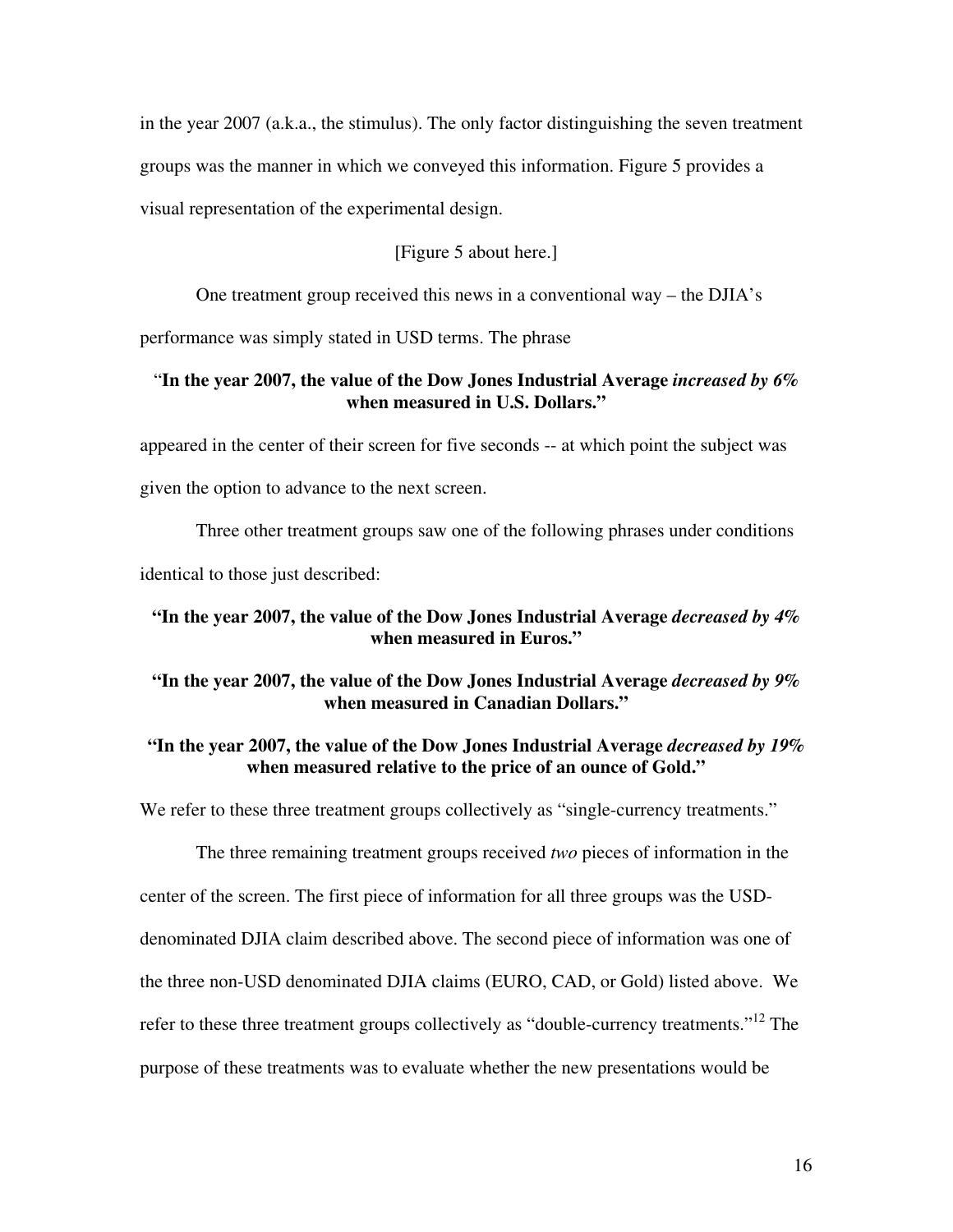in the year 2007 (a.k.a., the stimulus). The only factor distinguishing the seven treatment groups was the manner in which we conveyed this information. Figure 5 provides a visual representation of the experimental design.

[Figure 5 about here.]

One treatment group received this news in a conventional way – the DJIA's performance was simply stated in USD terms. The phrase

**"In the year 2007, the value of the Dow Jones Industrial Average *increased by 6%* when measured in U.S. Dollars."**

appeared in the center of their screen for five seconds -- at which point the subject was given the option to advance to the next screen.

Three other treatment groups saw one of the following phrases under conditions identical to those just described:

**"In the year 2007, the value of the Dow Jones Industrial Average *decreased by 4%* when measured in Euros."**

**"In the year 2007, the value of the Dow Jones Industrial Average *decreased by 9%* when measured in Canadian Dollars."**

**"In the year 2007, the value of the Dow Jones Industrial Average *decreased by 19%* when measured relative to the price of an ounce of Gold."**

We refer to these three treatment groups collectively as "single-currency treatments."

The three remaining treatment groups received *two* pieces of information in the center of the screen. The first piece of information for all three groups was the USD-denominated DJIA claim described above. The second piece of information was one of the three non-USD denominated DJIA claims (EURO, CAD, or Gold) listed above. We refer to these three treatment groups collectively as "double-currency treatments."[12] The purpose of these treatments was to evaluate whether the new presentations would be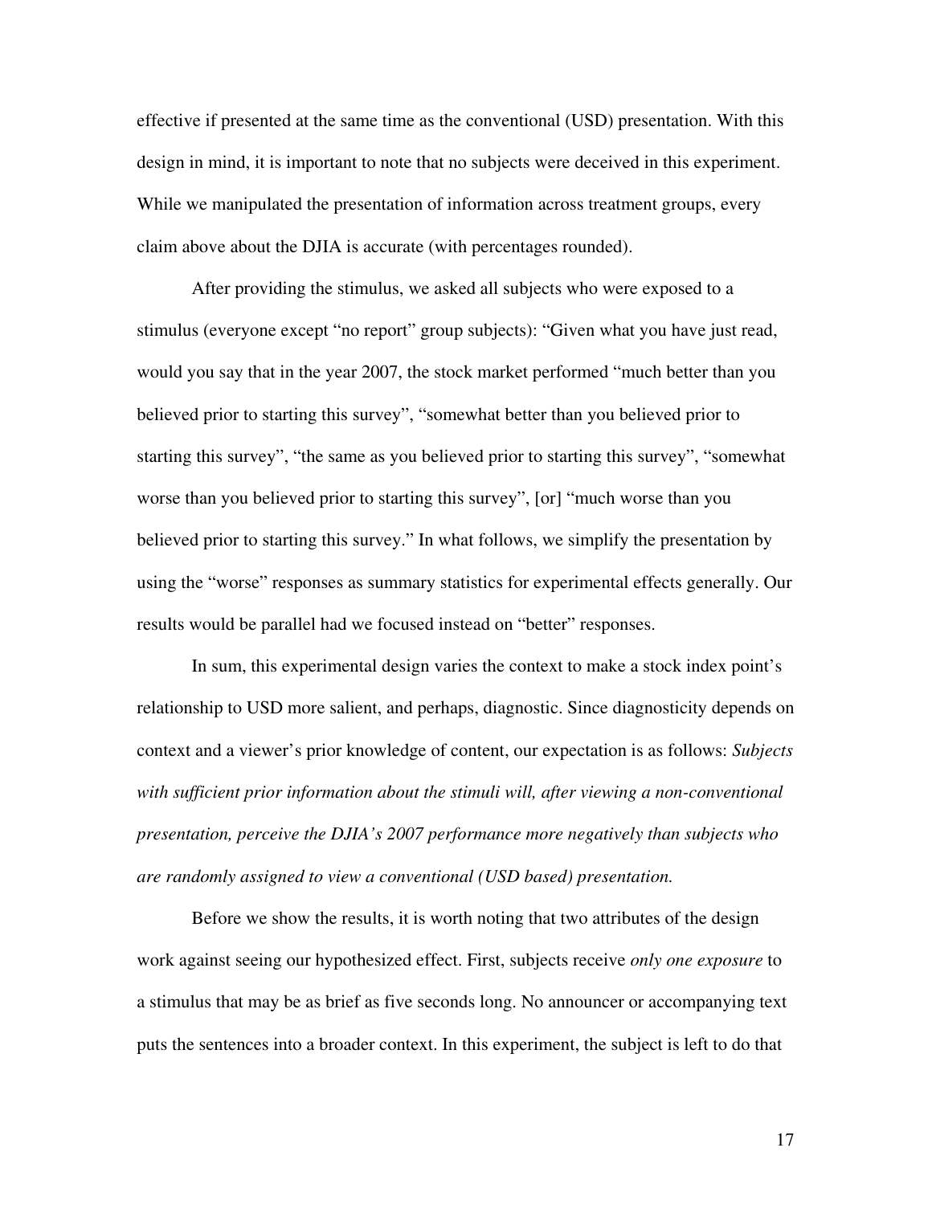effective if presented at the same time as the conventional (USD) presentation. With this design in mind, it is important to note that no subjects were deceived in this experiment. While we manipulated the presentation of information across treatment groups, every claim above about the DJIA is accurate (with percentages rounded).

After providing the stimulus, we asked all subjects who were exposed to a stimulus (everyone except "no report" group subjects): "Given what you have just read, would you say that in the year 2007, the stock market performed "much better than you believed prior to starting this survey", "somewhat better than you believed prior to starting this survey", "the same as you believed prior to starting this survey", "somewhat worse than you believed prior to starting this survey", [or] "much worse than you believed prior to starting this survey." In what follows, we simplify the presentation by using the "worse" responses as summary statistics for experimental effects generally. Our results would be parallel had we focused instead on "better" responses.

In sum, this experimental design varies the context to make a stock index point's relationship to USD more salient, and perhaps, diagnostic. Since diagnosticity depends on context and a viewer's prior knowledge of content, our expectation is as follows: *Subjects with sufficient prior information about the stimuli will, after viewing a non-conventional presentation, perceive the DJIA's 2007 performance more negatively than subjects who are randomly assigned to view a conventional (USD based) presentation.*

Before we show the results, it is worth noting that two attributes of the design work against seeing our hypothesized effect. First, subjects receive *only one exposure* to a stimulus that may be as brief as five seconds long. No announcer or accompanying text puts the sentences into a broader context. In this experiment, the subject is left to do that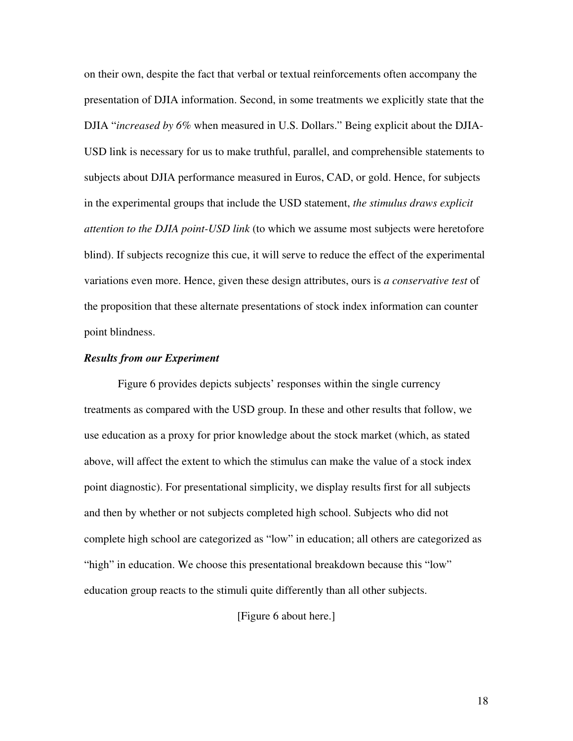on their own, despite the fact that verbal or textual reinforcements often accompany the presentation of DJIA information. Second, in some treatments we explicitly state that the DJIA "*increased by 6%* when measured in U.S. Dollars." Being explicit about the DJIA-USD link is necessary for us to make truthful, parallel, and comprehensible statements to subjects about DJIA performance measured in Euros, CAD, or gold. Hence, for subjects in the experimental groups that include the USD statement, *the stimulus draws explicit attention to the DJIA point-USD link* (to which we assume most subjects were heretofore blind). If subjects recognize this cue, it will serve to reduce the effect of the experimental variations even more. Hence, given these design attributes, ours is *a conservative test* of the proposition that these alternate presentations of stock index information can counter point blindness.

***Results from our Experiment***

Figure 6 provides depicts subjects' responses within the single currency treatments as compared with the USD group. In these and other results that follow, we use education as a proxy for prior knowledge about the stock market (which, as stated above, will affect the extent to which the stimulus can make the value of a stock index point diagnostic). For presentational simplicity, we display results first for all subjects and then by whether or not subjects completed high school. Subjects who did not complete high school are categorized as "low" in education; all others are categorized as "high" in education. We choose this presentational breakdown because this "low" education group reacts to the stimuli quite differently than all other subjects.

[Figure 6 about here.]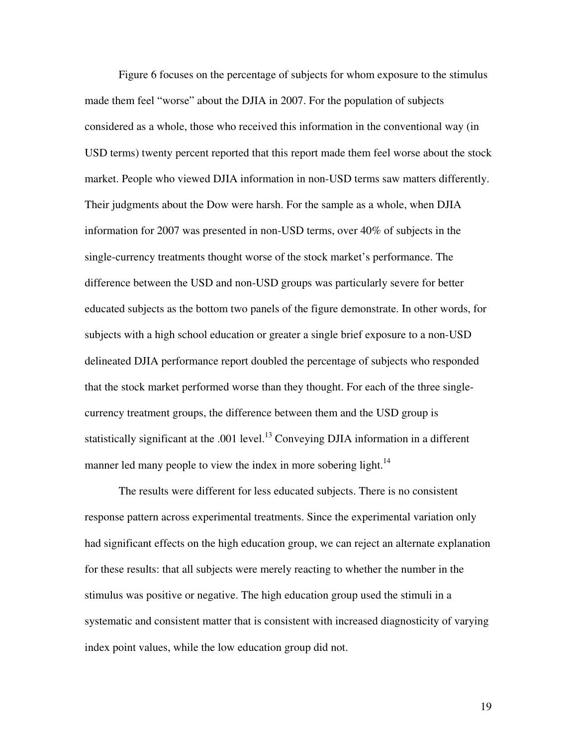Figure 6 focuses on the percentage of subjects for whom exposure to the stimulus made them feel "worse" about the DJIA in 2007. For the population of subjects considered as a whole, those who received this information in the conventional way (in USD terms) twenty percent reported that this report made them feel worse about the stock market. People who viewed DJIA information in non-USD terms saw matters differently. Their judgments about the Dow were harsh. For the sample as a whole, when DJIA information for 2007 was presented in non-USD terms, over 40% of subjects in the single-currency treatments thought worse of the stock market's performance. The difference between the USD and non-USD groups was particularly severe for better educated subjects as the bottom two panels of the figure demonstrate. In other words, for subjects with a high school education or greater a single brief exposure to a non-USD delineated DJIA performance report doubled the percentage of subjects who responded that the stock market performed worse than they thought. For each of the three single-currency treatment groups, the difference between them and the USD group is statistically significant at the .001 level.[13] Conveying DJIA information in a different manner led many people to view the index in more sobering light.[14]

The results were different for less educated subjects. There is no consistent response pattern across experimental treatments. Since the experimental variation only had significant effects on the high education group, we can reject an alternate explanation for these results: that all subjects were merely reacting to whether the number in the stimulus was positive or negative. The high education group used the stimuli in a systematic and consistent matter that is consistent with increased diagnosticity of varying index point values, while the low education group did not.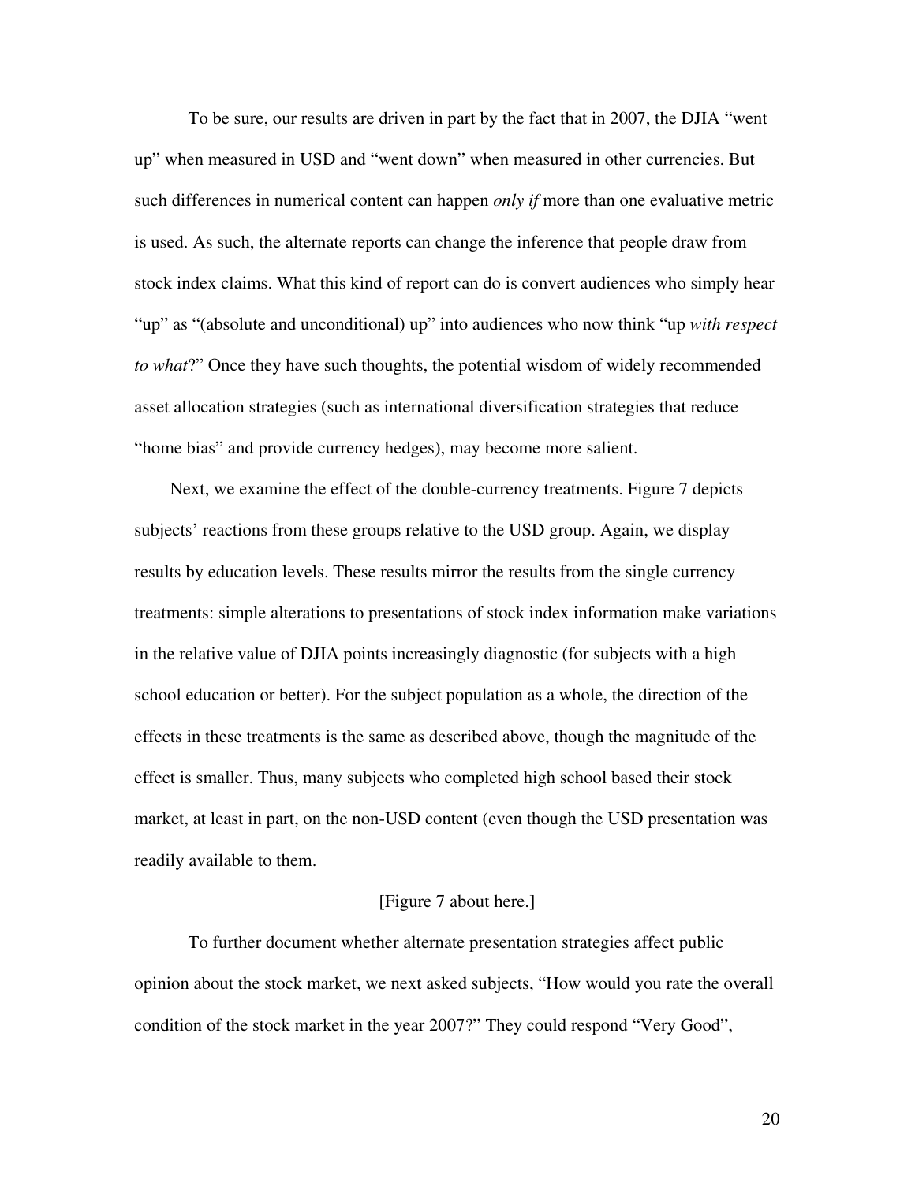To be sure, our results are driven in part by the fact that in 2007, the DJIA "went up" when measured in USD and "went down" when measured in other currencies. But such differences in numerical content can happen *only if* more than one evaluative metric is used. As such, the alternate reports can change the inference that people draw from stock index claims. What this kind of report can do is convert audiences who simply hear "up" as "(absolute and unconditional) up" into audiences who now think "up *with respect to what*?" Once they have such thoughts, the potential wisdom of widely recommended asset allocation strategies (such as international diversification strategies that reduce "home bias" and provide currency hedges), may become more salient.

Next, we examine the effect of the double-currency treatments. Figure 7 depicts subjects' reactions from these groups relative to the USD group. Again, we display results by education levels. These results mirror the results from the single currency treatments: simple alterations to presentations of stock index information make variations in the relative value of DJIA points increasingly diagnostic (for subjects with a high school education or better). For the subject population as a whole, the direction of the effects in these treatments is the same as described above, though the magnitude of the effect is smaller. Thus, many subjects who completed high school based their stock market, at least in part, on the non-USD content (even though the USD presentation was readily available to them.

[Figure 7 about here.]

To further document whether alternate presentation strategies affect public opinion about the stock market, we next asked subjects, "How would you rate the overall condition of the stock market in the year 2007?" They could respond "Very Good",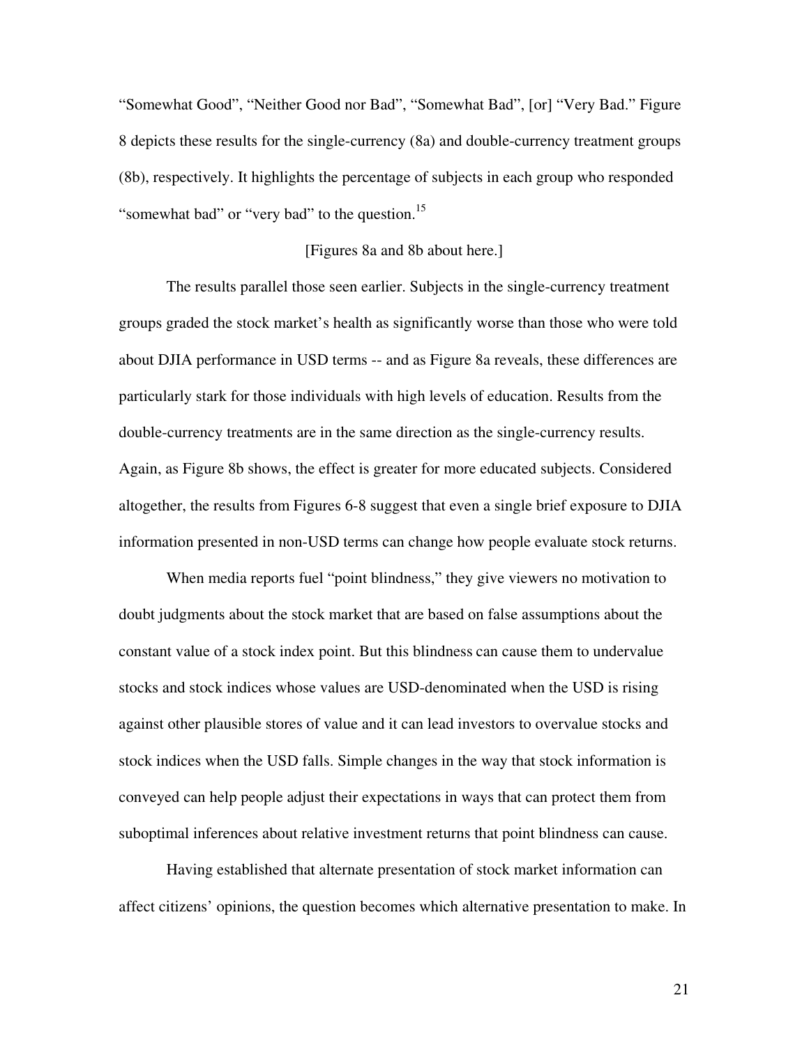"Somewhat Good", "Neither Good nor Bad", "Somewhat Bad", [or] "Very Bad." Figure 8 depicts these results for the single-currency (8a) and double-currency treatment groups (8b), respectively. It highlights the percentage of subjects in each group who responded "somewhat bad" or "very bad" to the question.[15]

[Figures 8a and 8b about here.]

The results parallel those seen earlier. Subjects in the single-currency treatment groups graded the stock market's health as significantly worse than those who were told about DJIA performance in USD terms -- and as Figure 8a reveals, these differences are particularly stark for those individuals with high levels of education. Results from the double-currency treatments are in the same direction as the single-currency results. Again, as Figure 8b shows, the effect is greater for more educated subjects. Considered altogether, the results from Figures 6-8 suggest that even a single brief exposure to DJIA information presented in non-USD terms can change how people evaluate stock returns.

When media reports fuel "point blindness," they give viewers no motivation to doubt judgments about the stock market that are based on false assumptions about the constant value of a stock index point. But this blindness can cause them to undervalue stocks and stock indices whose values are USD-denominated when the USD is rising against other plausible stores of value and it can lead investors to overvalue stocks and stock indices when the USD falls. Simple changes in the way that stock information is conveyed can help people adjust their expectations in ways that can protect them from suboptimal inferences about relative investment returns that point blindness can cause.

Having established that alternate presentation of stock market information can affect citizens' opinions, the question becomes which alternative presentation to make. In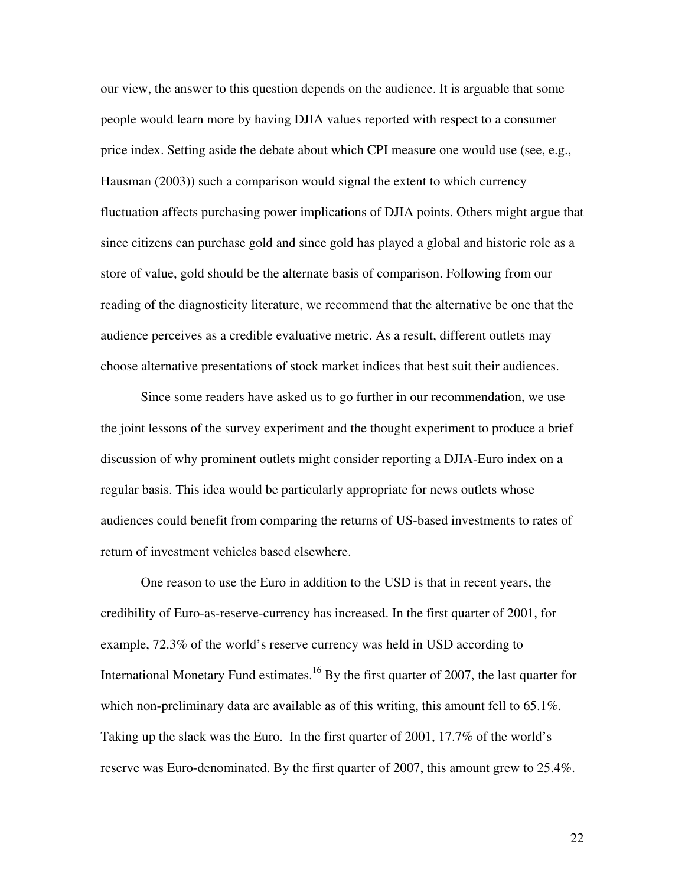our view, the answer to this question depends on the audience. It is arguable that some people would learn more by having DJIA values reported with respect to a consumer price index. Setting aside the debate about which CPI measure one would use (see, e.g., Hausman (2003)) such a comparison would signal the extent to which currency fluctuation affects purchasing power implications of DJIA points. Others might argue that since citizens can purchase gold and since gold has played a global and historic role as a store of value, gold should be the alternate basis of comparison. Following from our reading of the diagnosticity literature, we recommend that the alternative be one that the audience perceives as a credible evaluative metric. As a result, different outlets may choose alternative presentations of stock market indices that best suit their audiences.

Since some readers have asked us to go further in our recommendation, we use the joint lessons of the survey experiment and the thought experiment to produce a brief discussion of why prominent outlets might consider reporting a DJIA-Euro index on a regular basis. This idea would be particularly appropriate for news outlets whose audiences could benefit from comparing the returns of US-based investments to rates of return of investment vehicles based elsewhere.

One reason to use the Euro in addition to the USD is that in recent years, the credibility of Euro-as-reserve-currency has increased. In the first quarter of 2001, for example, 72.3% of the world's reserve currency was held in USD according to International Monetary Fund estimates.[16] By the first quarter of 2007, the last quarter for which non-preliminary data are available as of this writing, this amount fell to 65.1%. Taking up the slack was the Euro. In the first quarter of 2001, 17.7% of the world's reserve was Euro-denominated. By the first quarter of 2007, this amount grew to 25.4%.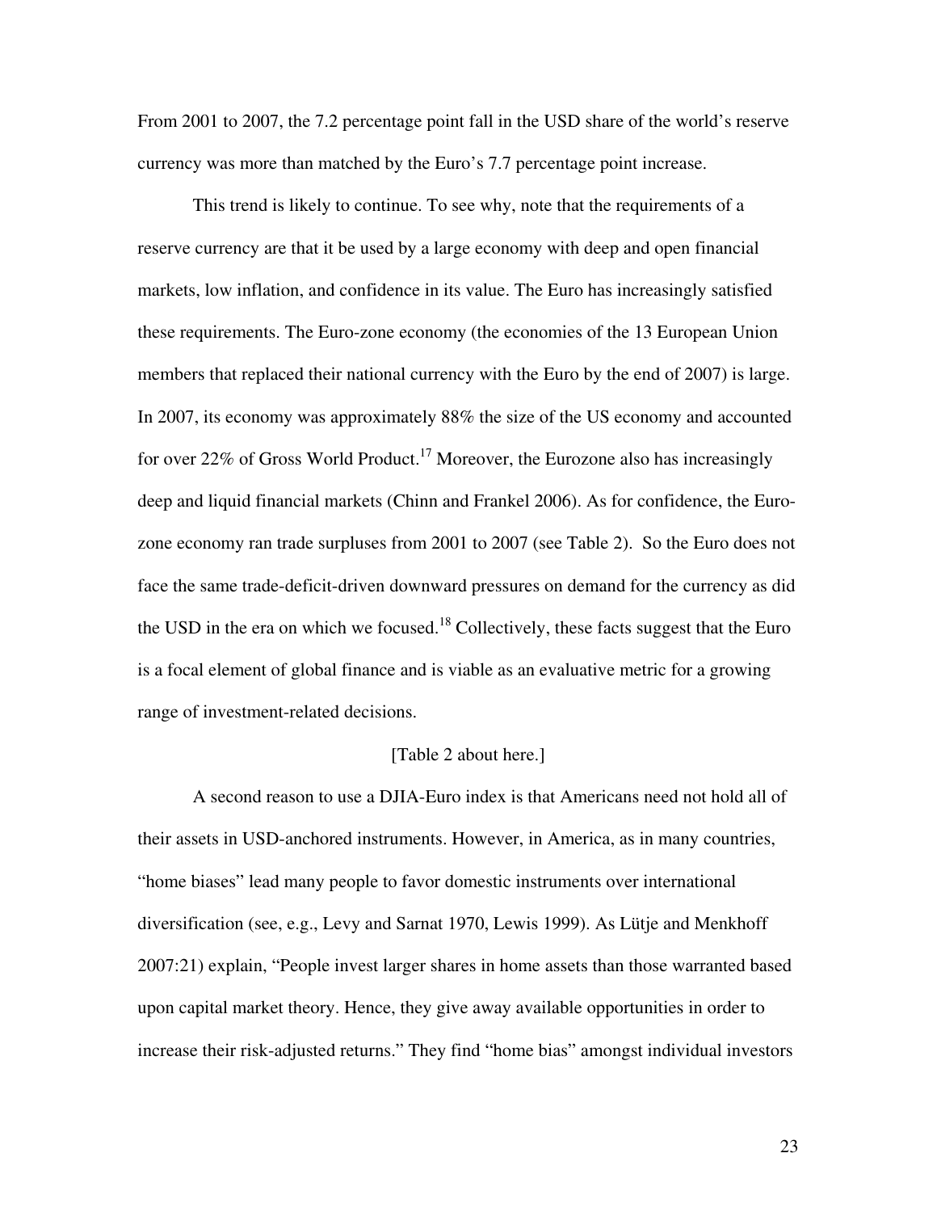From 2001 to 2007, the 7.2 percentage point fall in the USD share of the world's reserve currency was more than matched by the Euro's 7.7 percentage point increase.

This trend is likely to continue. To see why, note that the requirements of a reserve currency are that it be used by a large economy with deep and open financial markets, low inflation, and confidence in its value. The Euro has increasingly satisfied these requirements. The Euro-zone economy (the economies of the 13 European Union members that replaced their national currency with the Euro by the end of 2007) is large. In 2007, its economy was approximately 88% the size of the US economy and accounted for over 22% of Gross World Product.[17] Moreover, the Eurozone also has increasingly deep and liquid financial markets (Chinn and Frankel 2006). As for confidence, the Euro-zone economy ran trade surpluses from 2001 to 2007 (see Table 2). So the Euro does not face the same trade-deficit-driven downward pressures on demand for the currency as did the USD in the era on which we focused.[18] Collectively, these facts suggest that the Euro is a focal element of global finance and is viable as an evaluative metric for a growing range of investment-related decisions.

[Table 2 about here.]

A second reason to use a DJIA-Euro index is that Americans need not hold all of their assets in USD-anchored instruments. However, in America, as in many countries, "home biases" lead many people to favor domestic instruments over international diversification (see, e.g., Levy and Sarnat 1970, Lewis 1999). As Lütje and Menkhoff 2007:21) explain, "People invest larger shares in home assets than those warranted based upon capital market theory. Hence, they give away available opportunities in order to increase their risk-adjusted returns." They find "home bias" amongst individual investors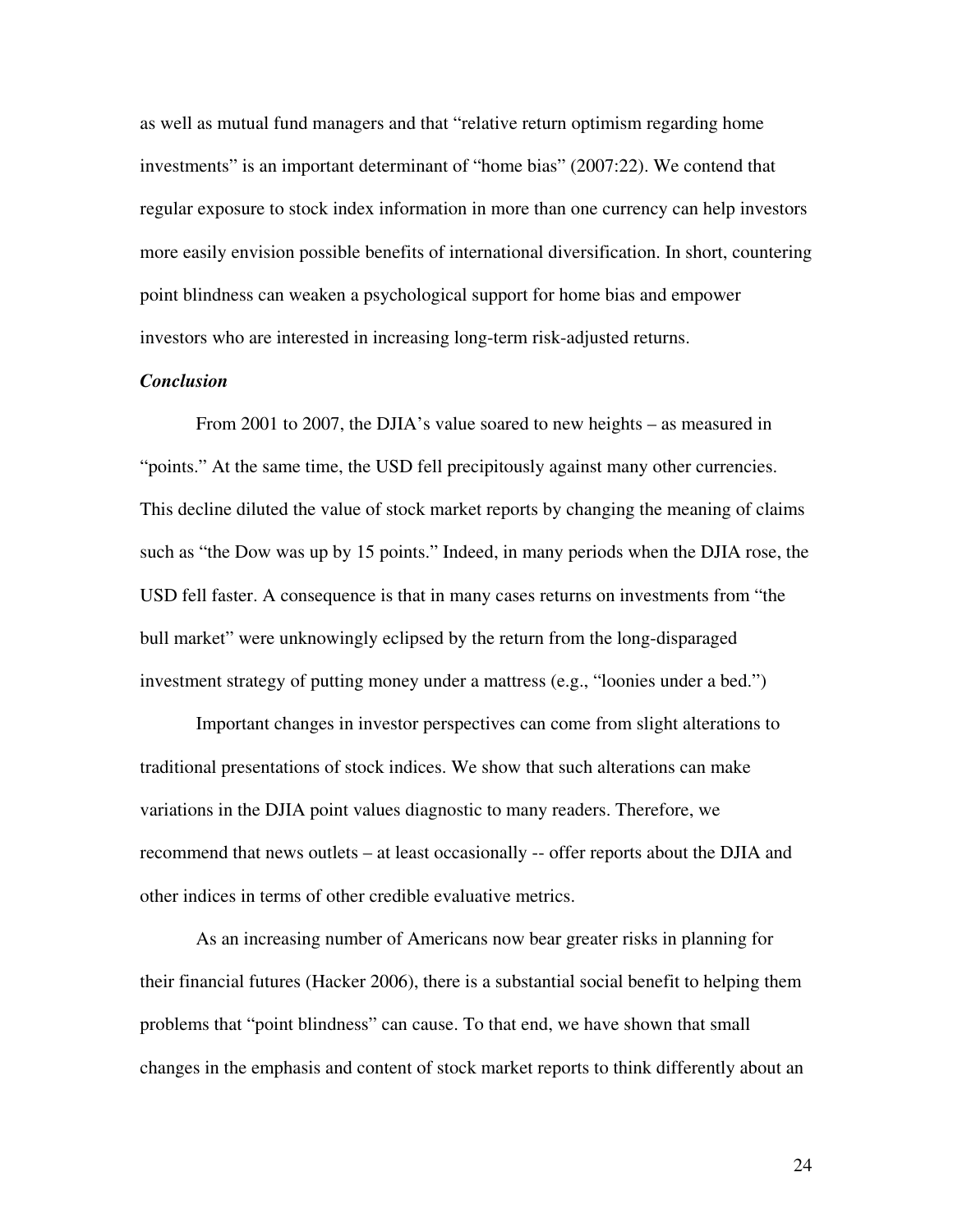as well as mutual fund managers and that "relative return optimism regarding home investments" is an important determinant of "home bias" (2007:22). We contend that regular exposure to stock index information in more than one currency can help investors more easily envision possible benefits of international diversification. In short, countering point blindness can weaken a psychological support for home bias and empower investors who are interested in increasing long-term risk-adjusted returns.

***Conclusion***

From 2001 to 2007, the DJIA's value soared to new heights – as measured in "points." At the same time, the USD fell precipitously against many other currencies. This decline diluted the value of stock market reports by changing the meaning of claims such as "the Dow was up by 15 points." Indeed, in many periods when the DJIA rose, the USD fell faster. A consequence is that in many cases returns on investments from "the bull market" were unknowingly eclipsed by the return from the long-disparaged investment strategy of putting money under a mattress (e.g., "loonies under a bed.")

Important changes in investor perspectives can come from slight alterations to traditional presentations of stock indices. We show that such alterations can make variations in the DJIA point values diagnostic to many readers. Therefore, we recommend that news outlets – at least occasionally -- offer reports about the DJIA and other indices in terms of other credible evaluative metrics.

As an increasing number of Americans now bear greater risks in planning for their financial futures (Hacker 2006), there is a substantial social benefit to helping them problems that "point blindness" can cause. To that end, we have shown that small changes in the emphasis and content of stock market reports to think differently about an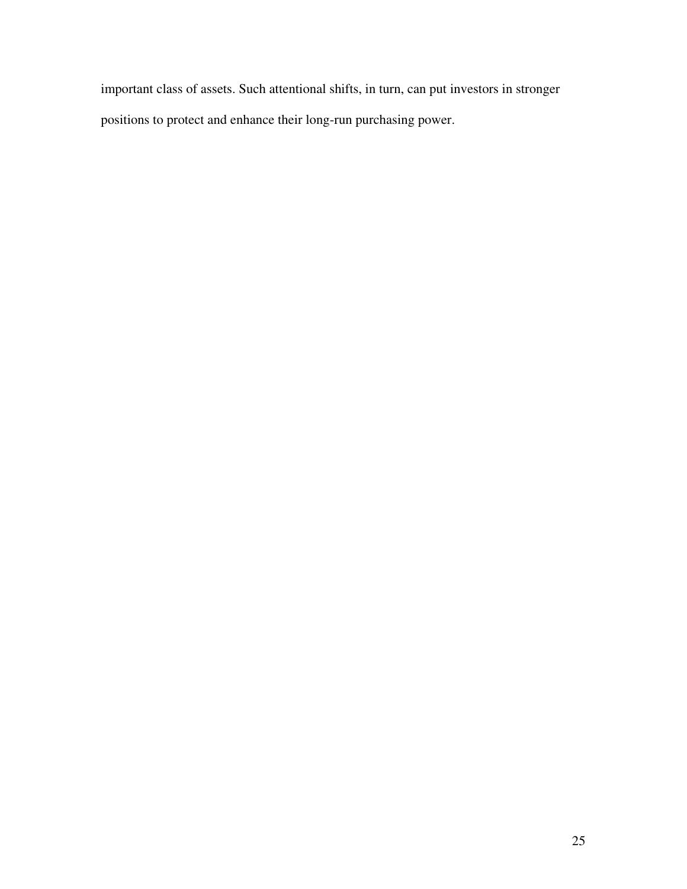important class of assets. Such attentional shifts, in turn, can put investors in stronger positions to protect and enhance their long-run purchasing power.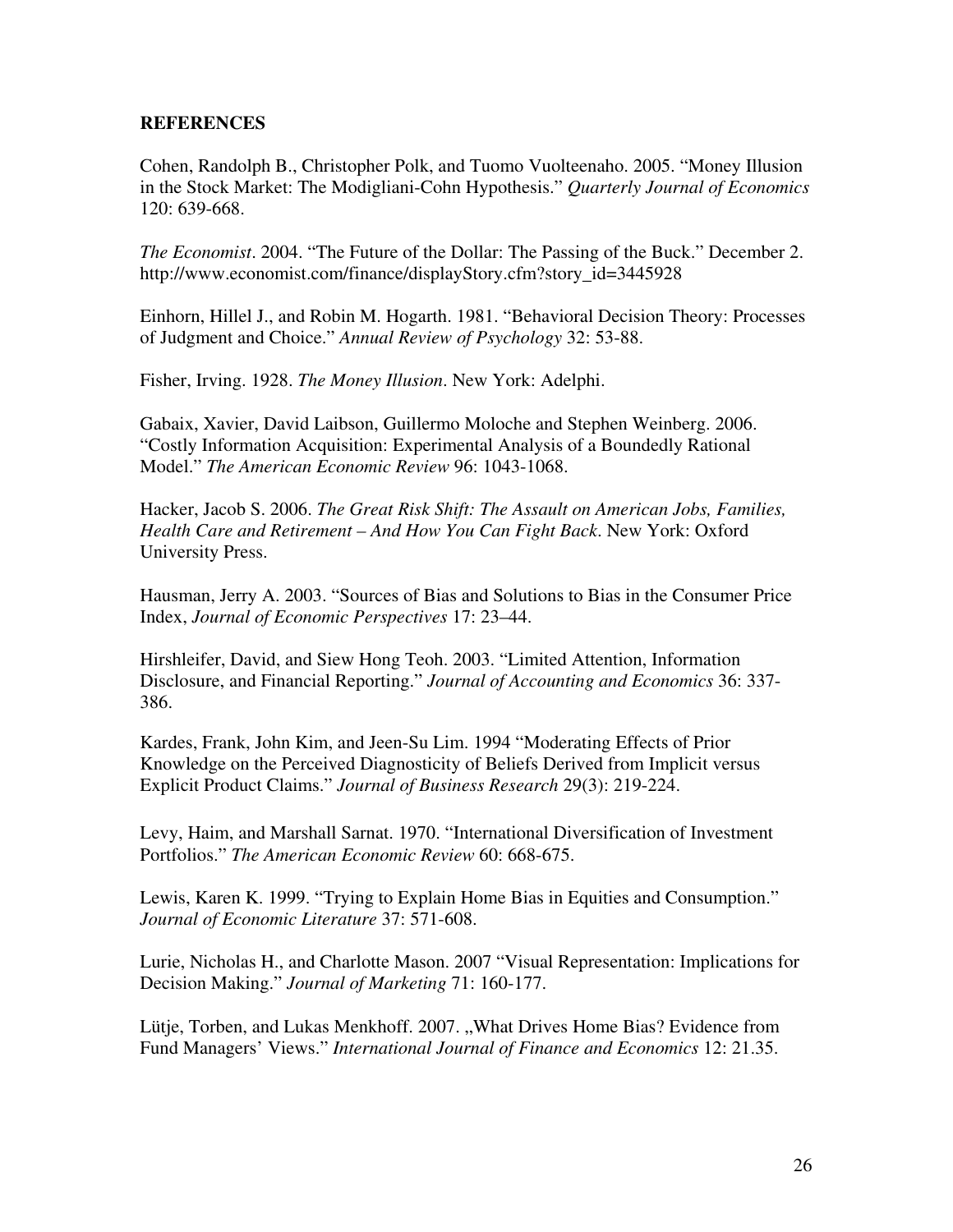**REFERENCES**

Cohen, Randolph B., Christopher Polk, and Tuomo Vuolteenaho. 2005. "Money Illusion in the Stock Market: The Modigliani-Cohn Hypothesis." *Quarterly Journal of Economics* 120: 639-668.

*The Economist*. 2004. "The Future of the Dollar: The Passing of the Buck." December 2. http://www.economist.com/finance/displayStory.cfm?story_id=3445928

Einhorn, Hillel J., and Robin M. Hogarth. 1981. "Behavioral Decision Theory: Processes of Judgment and Choice." *Annual Review of Psychology* 32: 53-88.

Fisher, Irving. 1928. *The Money Illusion*. New York: Adelphi.

Gabaix, Xavier, David Laibson, Guillermo Moloche and Stephen Weinberg. 2006. "Costly Information Acquisition: Experimental Analysis of a Boundedly Rational Model." *The American Economic Review* 96: 1043-1068.

Hacker, Jacob S. 2006. *The Great Risk Shift: The Assault on American Jobs, Families, Health Care and Retirement – And How You Can Fight Back*. New York: Oxford University Press.

Hausman, Jerry A. 2003. "Sources of Bias and Solutions to Bias in the Consumer Price Index, *Journal of Economic Perspectives* 17: 23–44.

Hirshleifer, David, and Siew Hong Teoh. 2003. "Limited Attention, Information Disclosure, and Financial Reporting." *Journal of Accounting and Economics* 36: 337-386.

Kardes, Frank, John Kim, and Jeen-Su Lim. 1994 "Moderating Effects of Prior Knowledge on the Perceived Diagnosticity of Beliefs Derived from Implicit versus Explicit Product Claims." *Journal of Business Research* 29(3): 219-224.

Levy, Haim, and Marshall Sarnat. 1970. "International Diversification of Investment Portfolios." *The American Economic Review* 60: 668-675.

Lewis, Karen K. 1999. "Trying to Explain Home Bias in Equities and Consumption." *Journal of Economic Literature* 37: 571-608.

Lurie, Nicholas H., and Charlotte Mason. 2007 "Visual Representation: Implications for Decision Making." *Journal of Marketing* 71: 160-177.

Lütje, Torben, and Lukas Menkhoff. 2007. „What Drives Home Bias? Evidence from Fund Managers' Views." *International Journal of Finance and Economics* 12: 21.35.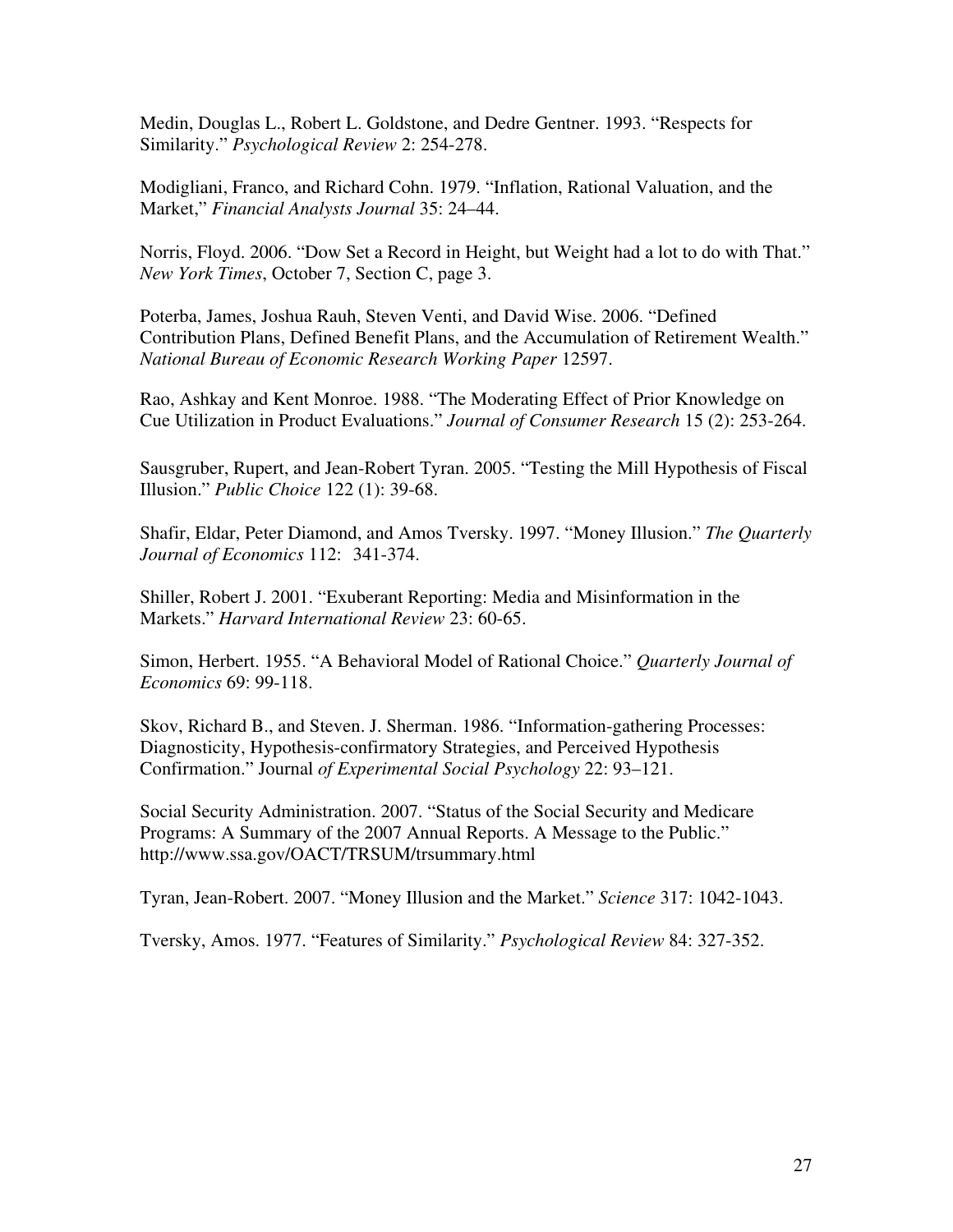Medin, Douglas L., Robert L. Goldstone, and Dedre Gentner. 1993. "Respects for Similarity." *Psychological Review* 2: 254-278.

Modigliani, Franco, and Richard Cohn. 1979. "Inflation, Rational Valuation, and the Market," *Financial Analysts Journal* 35: 24–44.

Norris, Floyd. 2006. "Dow Set a Record in Height, but Weight had a lot to do with That." *New York Times*, October 7, Section C, page 3.

Poterba, James, Joshua Rauh, Steven Venti, and David Wise. 2006. "Defined Contribution Plans, Defined Benefit Plans, and the Accumulation of Retirement Wealth." *National Bureau of Economic Research Working Paper* 12597.

Rao, Ashkay and Kent Monroe. 1988. "The Moderating Effect of Prior Knowledge on Cue Utilization in Product Evaluations." *Journal of Consumer Research* 15 (2): 253-264.

Sausgruber, Rupert, and Jean-Robert Tyran. 2005. "Testing the Mill Hypothesis of Fiscal Illusion." *Public Choice* 122 (1): 39-68.

Shafir, Eldar, Peter Diamond, and Amos Tversky. 1997. "Money Illusion." *The Quarterly Journal of Economics* 112: 341-374.

Shiller, Robert J. 2001. "Exuberant Reporting: Media and Misinformation in the Markets." *Harvard International Review* 23: 60-65.

Simon, Herbert. 1955. "A Behavioral Model of Rational Choice." *Quarterly Journal of Economics* 69: 99-118.

Skov, Richard B., and Steven. J. Sherman. 1986. "Information-gathering Processes: Diagnosticity, Hypothesis-confirmatory Strategies, and Perceived Hypothesis Confirmation." Journal *of Experimental Social Psychology* 22: 93–121.

Social Security Administration. 2007. "Status of the Social Security and Medicare Programs: A Summary of the 2007 Annual Reports. A Message to the Public." http://www.ssa.gov/OACT/TRSUM/trsummary.html

Tyran, Jean-Robert. 2007. "Money Illusion and the Market." *Science* 317: 1042-1043.

Tversky, Amos. 1977. "Features of Similarity." *Psychological Review* 84: 327-352.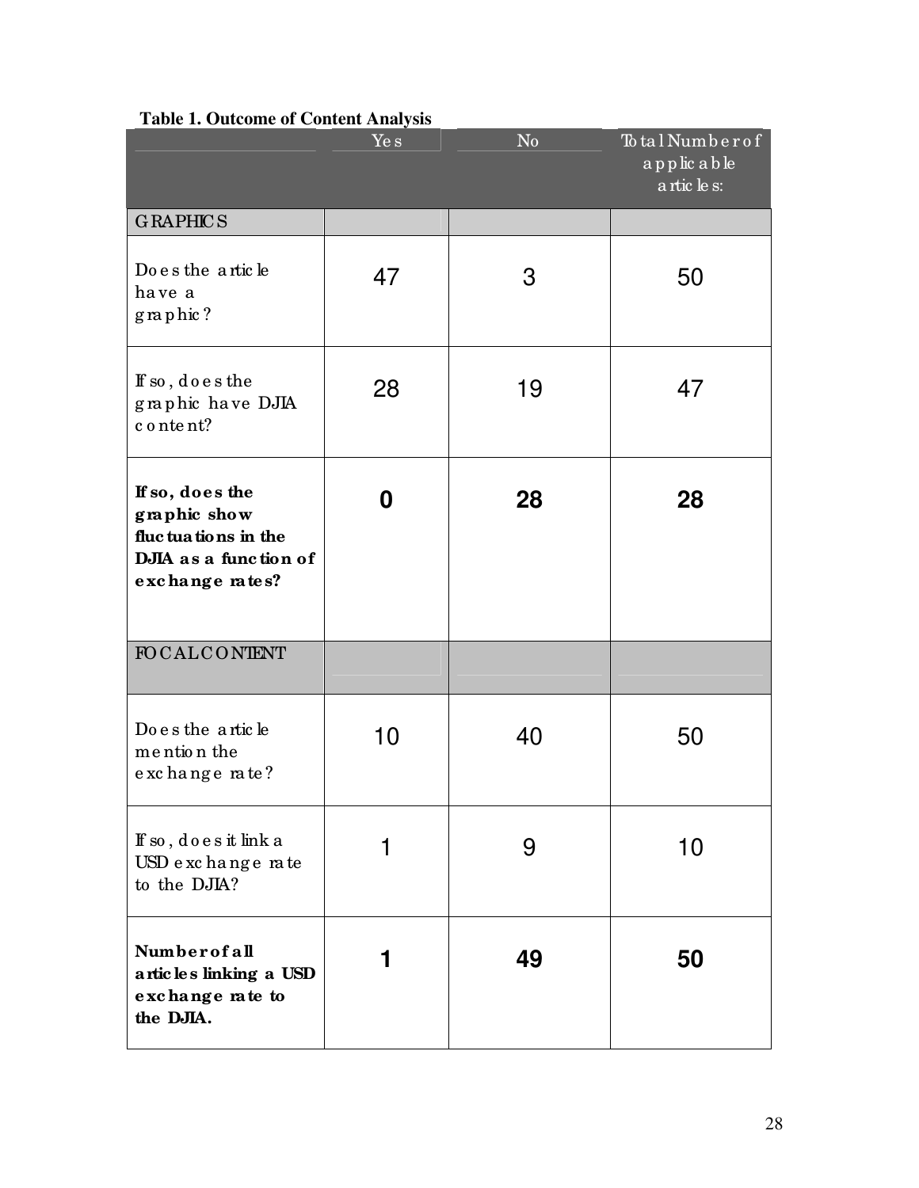**Table 1. Outcome of Content Analysis**

| | Yes | No | Total Number of applicable articles: |
|---|---|---|---|
| GRAPHICS | | | |
| Does the article have a graphic? | 47 | 3 | 50 |
| If so, does the graphic have DJIA content? | 28 | 19 | 47 |
| **If so, does the graphic show fluctuations in the DJIA as a function of exchange rates?** | **0** | **28** | **28** |
| FOCAL CONTENT | | | |
| Does the article mention the exchange rate? | 10 | 40 | 50 |
| If so, does it link a USD exchange rate to the DJIA? | 1 | 9 | 10 |
| **Number of all articles linking a USD exchange rate to the DJIA.** | **1** | **49** | **50** |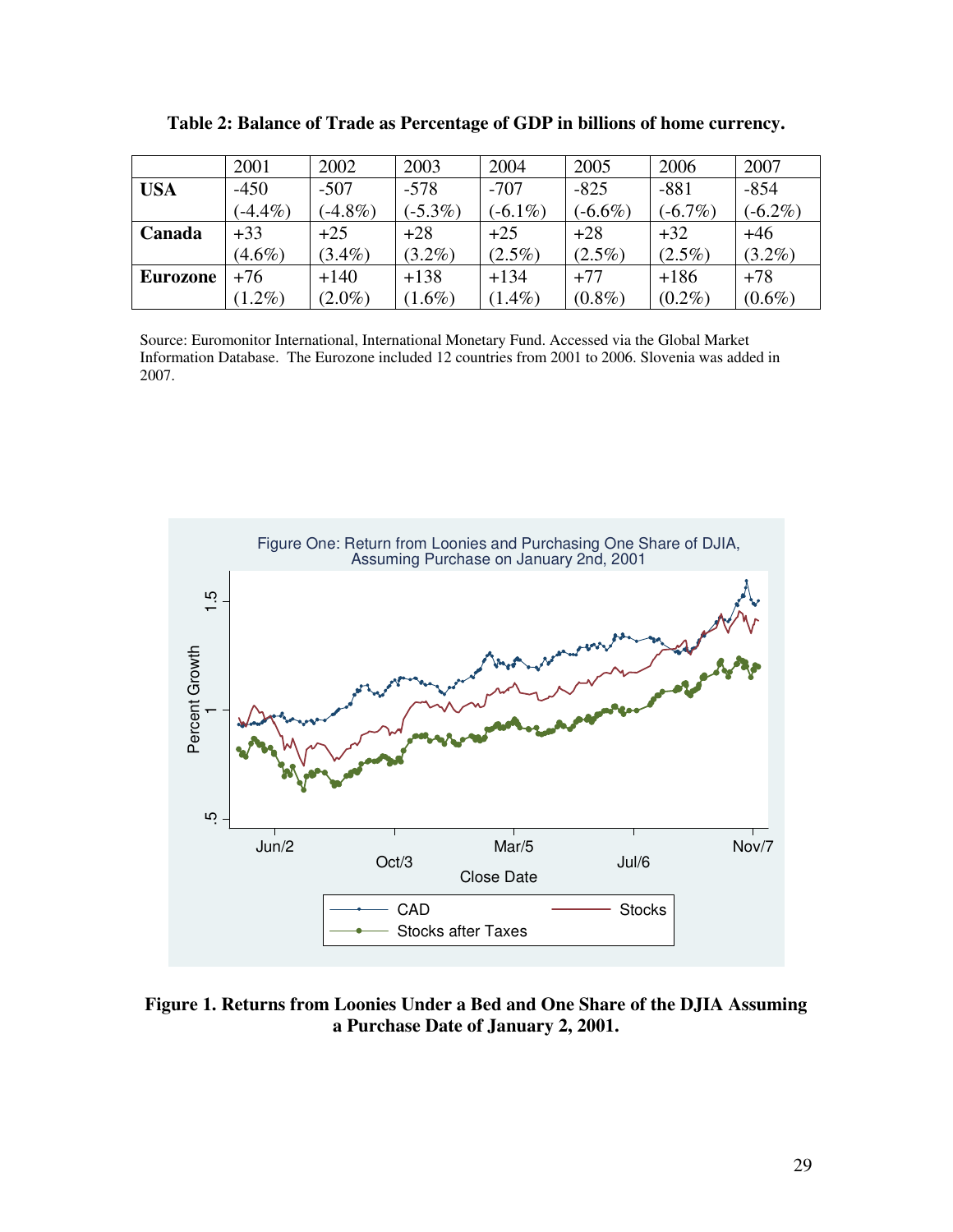**Table 2: Balance of Trade as Percentage of GDP in billions of home currency.**

| | 2001 | 2002 | 2003 | 2004 | 2005 | 2006 | 2007 |
|---|---|---|---|---|---|---|---|
| **USA** | -450 (-4.4%) | -507 (-4.8%) | -578 (-5.3%) | -707 (-6.1%) | -825 (-6.6%) | -881 (-6.7%) | -854 (-6.2%) |
| **Canada** | +33 (4.6%) | +25 (3.4%) | +28 (3.2%) | +25 (2.5%) | +28 (2.5%) | +32 (2.5%) | +46 (3.2%) |
| **Eurozone** | +76 (1.2%) | +140 (2.0%) | +138 (1.6%) | +134 (1.4%) | +77 (0.8%) | +186 (0.2%) | +78 (0.6%) |

Source: Euromonitor International, International Monetary Fund. Accessed via the Global Market Information Database. The Eurozone included 12 countries from 2001 to 2006. Slovenia was added in 2007.

**Figure 1. Returns from Loonies Under a Bed and One Share of the DJIA Assuming a Purchase Date of January 2, 2001.**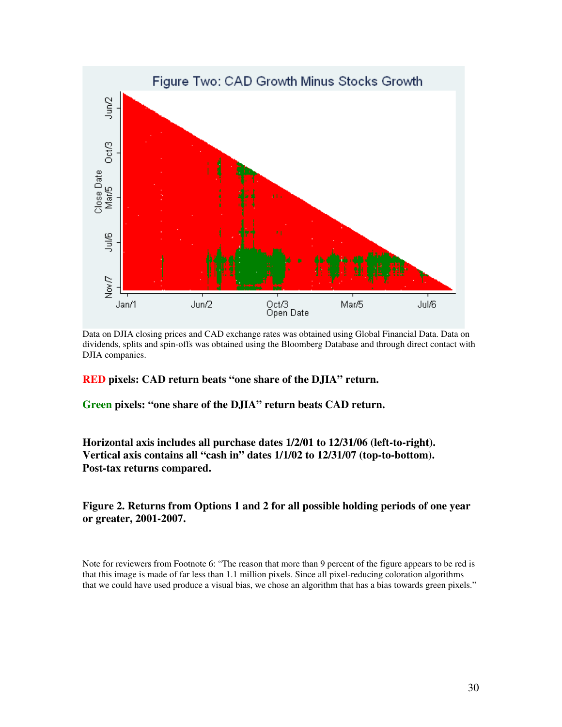Data on DJIA closing prices and CAD exchange rates was obtained using Global Financial Data. Data on dividends, splits and spin-offs was obtained using the Bloomberg Database and through direct contact with DJIA companies.

**RED pixels: CAD return beats "one share of the DJIA" return.**

**Green pixels: "one share of the DJIA" return beats CAD return.**

**Horizontal axis includes all purchase dates 1/2/01 to 12/31/06 (left-to-right).**
**Vertical axis contains all "cash in" dates 1/1/02 to 12/31/07 (top-to-bottom).**
**Post-tax returns compared.**

**Figure 2. Returns from Options 1 and 2 for all possible holding periods of one year or greater, 2001-2007.**

Note for reviewers from Footnote 6: "The reason that more than 9 percent of the figure appears to be red is that this image is made of far less than 1.1 million pixels. Since all pixel-reducing coloration algorithms that we could have used produce a visual bias, we chose an algorithm that has a bias towards green pixels."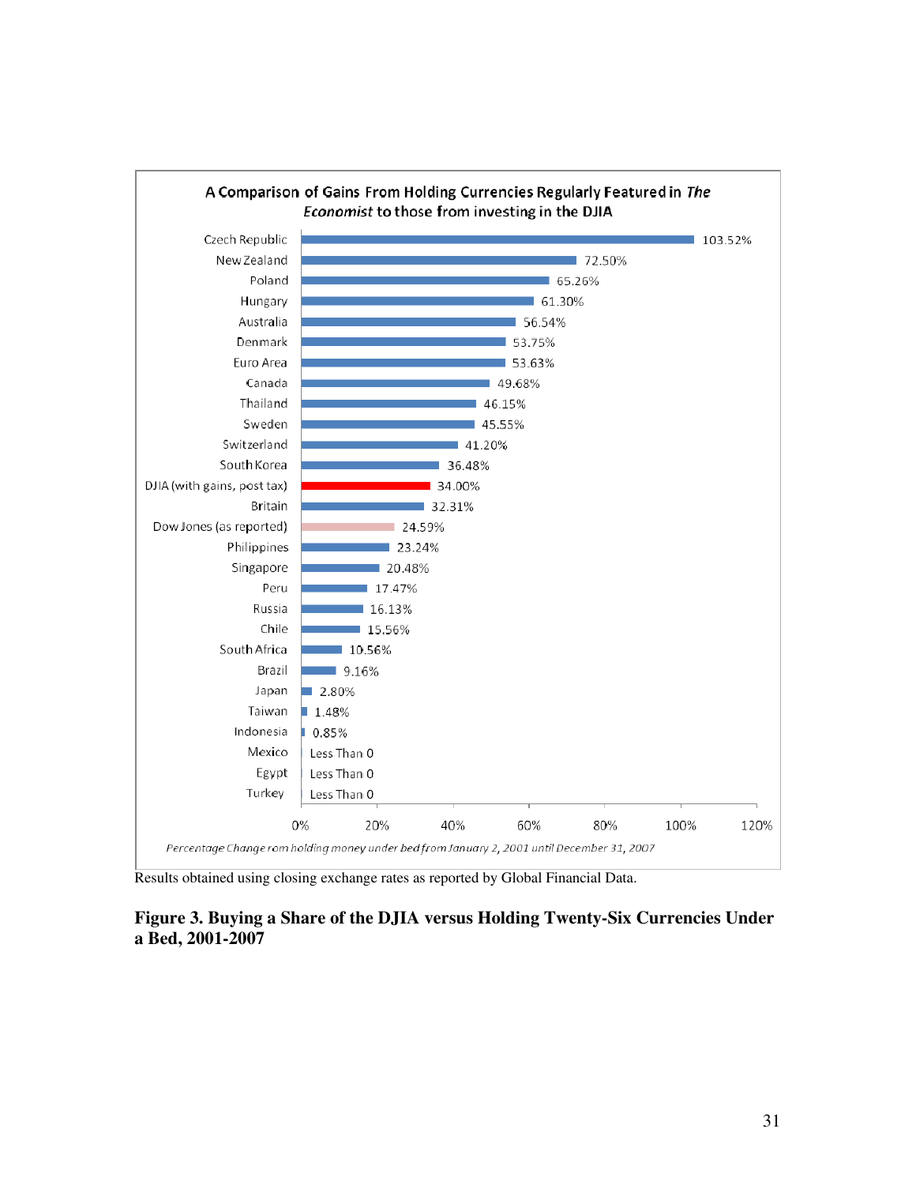**A Comparison of Gains From Holding Currencies Regularly Featured in *The Economist* to those from investing in the DJIA**

| Currency | Percentage Change |
|---|---|
| Czech Republic | 103.52% |
| New Zealand | 72.50% |
| Poland | 65.26% |
| Hungary | 61.30% |
| Australia | 56.54% |
| Denmark | 53.75% |
| Euro Area | 53.63% |
| Canada | 49.68% |
| Thailand | 46.15% |
| Sweden | 45.55% |
| Switzerland | 41.20% |
| South Korea | 36.48% |
| DJIA (with gains, post tax) | 34.00% |
| Britain | 32.31% |
| Dow Jones (as reported) | 24.59% |
| Philippines | 23.24% |
| Singapore | 20.48% |
| Peru | 17.47% |
| Russia | 16.13% |
| Chile | 15.56% |
| South Africa | 10.56% |
| Brazil | 9.16% |
| Japan | 2.80% |
| Taiwan | 1.48% |
| Indonesia | 0.85% |
| Mexico | Less Than 0 |
| Egypt | Less Than 0 |
| Turkey | Less Than 0 |

*Percentage Change rom holding money under bed from January 2, 2001 until December 31, 2007*

Results obtained using closing exchange rates as reported by Global Financial Data.

**Figure 3. Buying a Share of the DJIA versus Holding Twenty-Six Currencies Under a Bed, 2001-2007**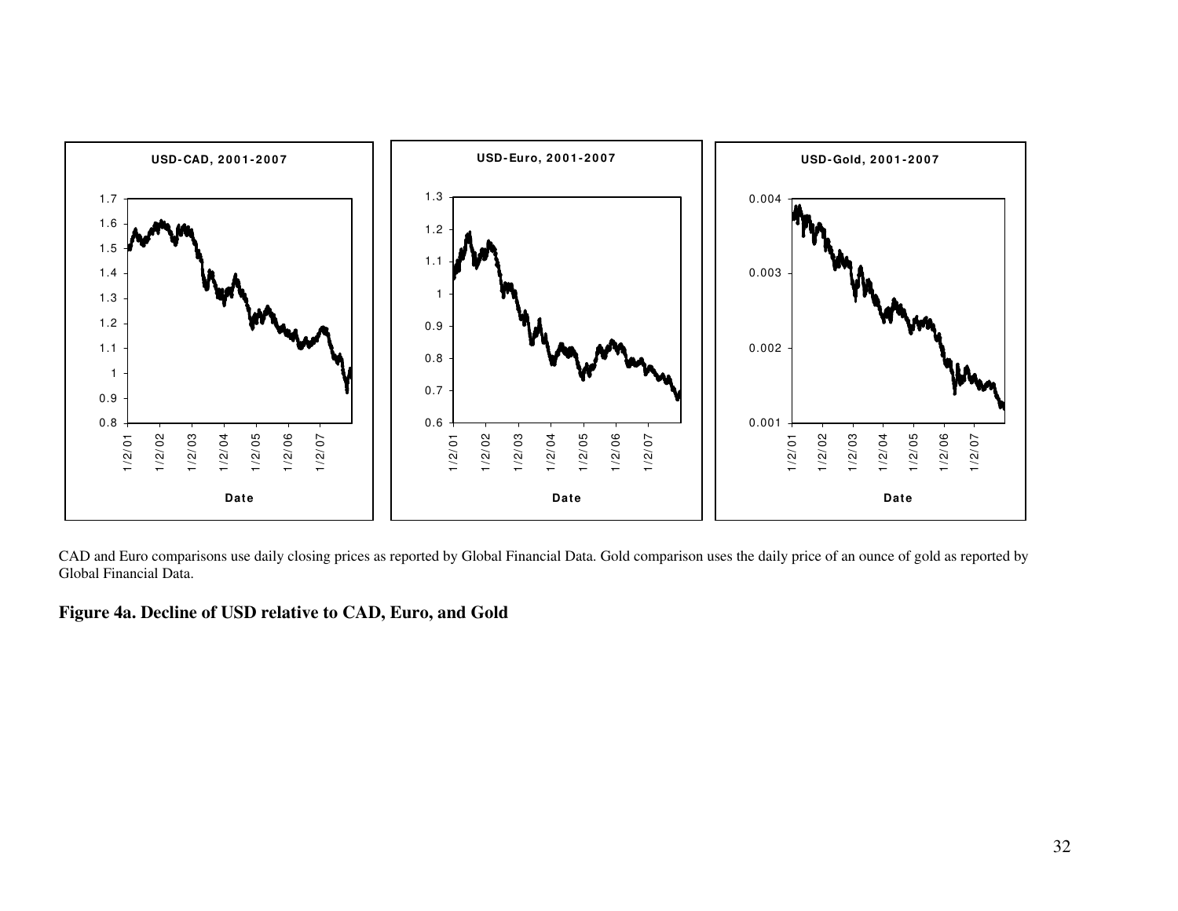CAD and Euro comparisons use daily closing prices as reported by Global Financial Data. Gold comparison uses the daily price of an ounce of gold as reported by Global Financial Data.

**Figure 4a. Decline of USD relative to CAD, Euro, and Gold**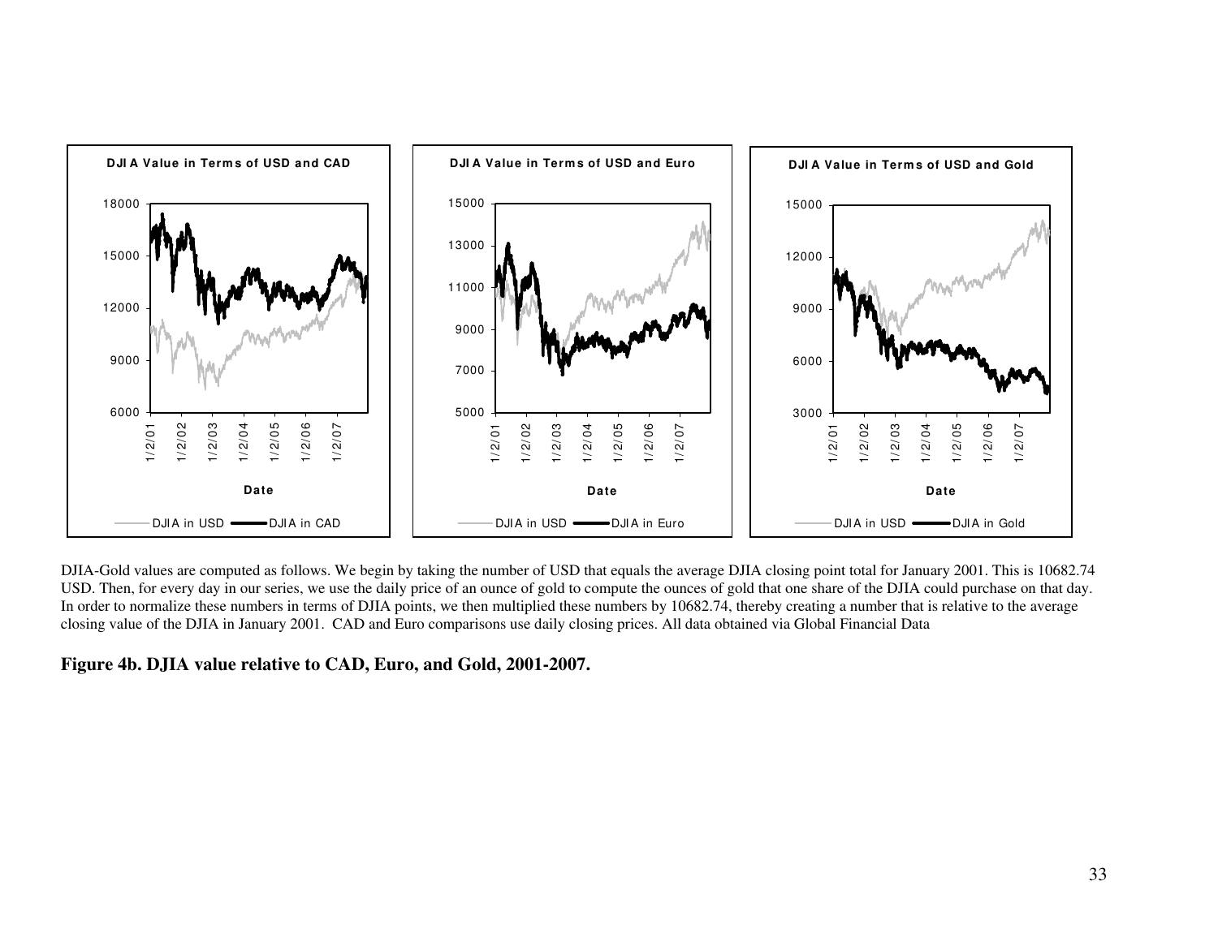DJIA-Gold values are computed as follows. We begin by taking the number of USD that equals the average DJIA closing point total for January 2001. This is 10682.74 USD. Then, for every day in our series, we use the daily price of an ounce of gold to compute the ounces of gold that one share of the DJIA could purchase on that day. In order to normalize these numbers in terms of DJIA points, we then multiplied these numbers by 10682.74, thereby creating a number that is relative to the average closing value of the DJIA in January 2001. CAD and Euro comparisons use daily closing prices. All data obtained via Global Financial Data

**Figure 4b. DJIA value relative to CAD, Euro, and Gold, 2001-2007.**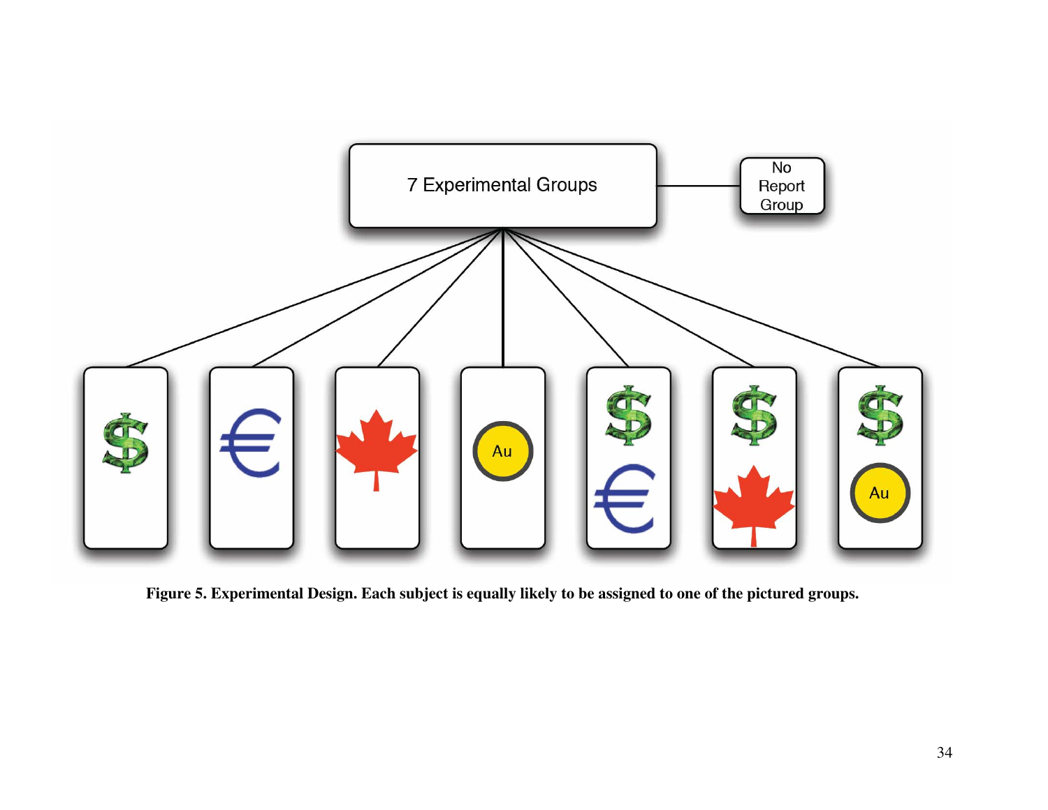7 Experimental Groups

No Report Group

Au

Au

**Figure 5. Experimental Design. Each subject is equally likely to be assigned to one of the pictured groups.**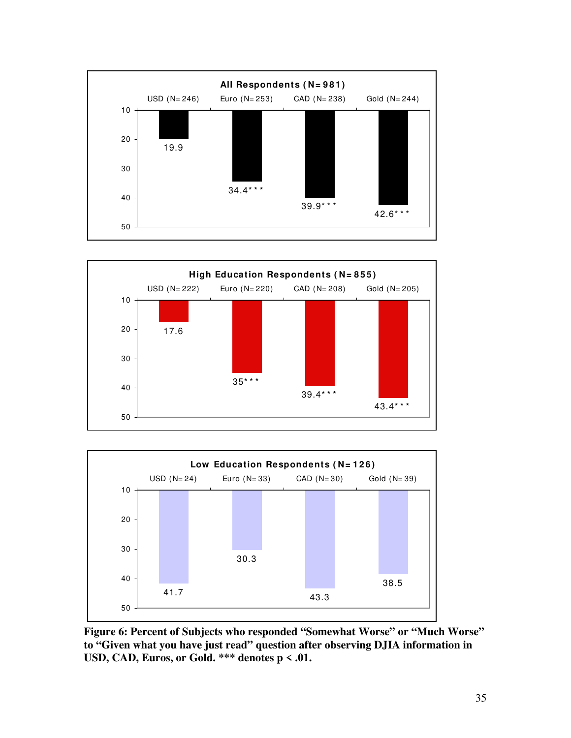**All Respondents (N=981)**

| | USD (N=246) | Euro (N=253) | CAD (N=238) | Gold (N=244) |
|---|---|---|---|---|
| Percent | 19.9 | 34.4*** | 39.9*** | 42.6*** |

**High Education Respondents (N=855)**

| | USD (N=222) | Euro (N=220) | CAD (N=208) | Gold (N=205) |
|---|---|---|---|---|
| Percent | 17.6 | 35*** | 39.4*** | 43.4*** |

**Low Education Respondents (N=126)**

| | USD (N=24) | Euro (N=33) | CAD (N=30) | Gold (N=39) |
|---|---|---|---|---|
| Percent | 41.7 | 30.3 | 43.3 | 38.5 |

**Figure 6: Percent of Subjects who responded "Somewhat Worse" or "Much Worse" to "Given what you have just read" question after observing DJIA information in USD, CAD, Euros, or Gold. *** denotes $p < .01$.**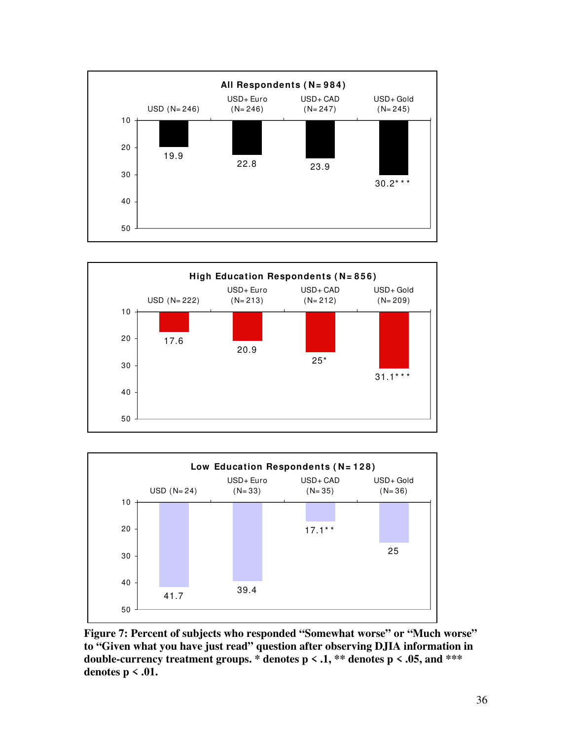**All Respondents (N=984)**

| USD (N=246) | USD+Euro (N=246) | USD+CAD (N=247) | USD+Gold (N=245) |
|---|---|---|---|
| 19.9 | 22.8 | 23.9 | 30.2*** |

**High Education Respondents (N=856)**

| USD (N=222) | USD+Euro (N=213) | USD+CAD (N=212) | USD+Gold (N=209) |
|---|---|---|---|
| 17.6 | 20.9 | 25* | 31.1*** |

**Low Education Respondents (N=128)**

| USD (N=24) | USD+Euro (N=33) | USD+CAD (N=35) | USD+Gold (N=36) |
|---|---|---|---|
| 41.7 | 39.4 | 17.1** | 25 |

**Figure 7: Percent of subjects who responded "Somewhat worse" or "Much worse" to "Given what you have just read" question after observing DJIA information in double-currency treatment groups. * denotes p < .1, ** denotes p < .05, and *** denotes p < .01.**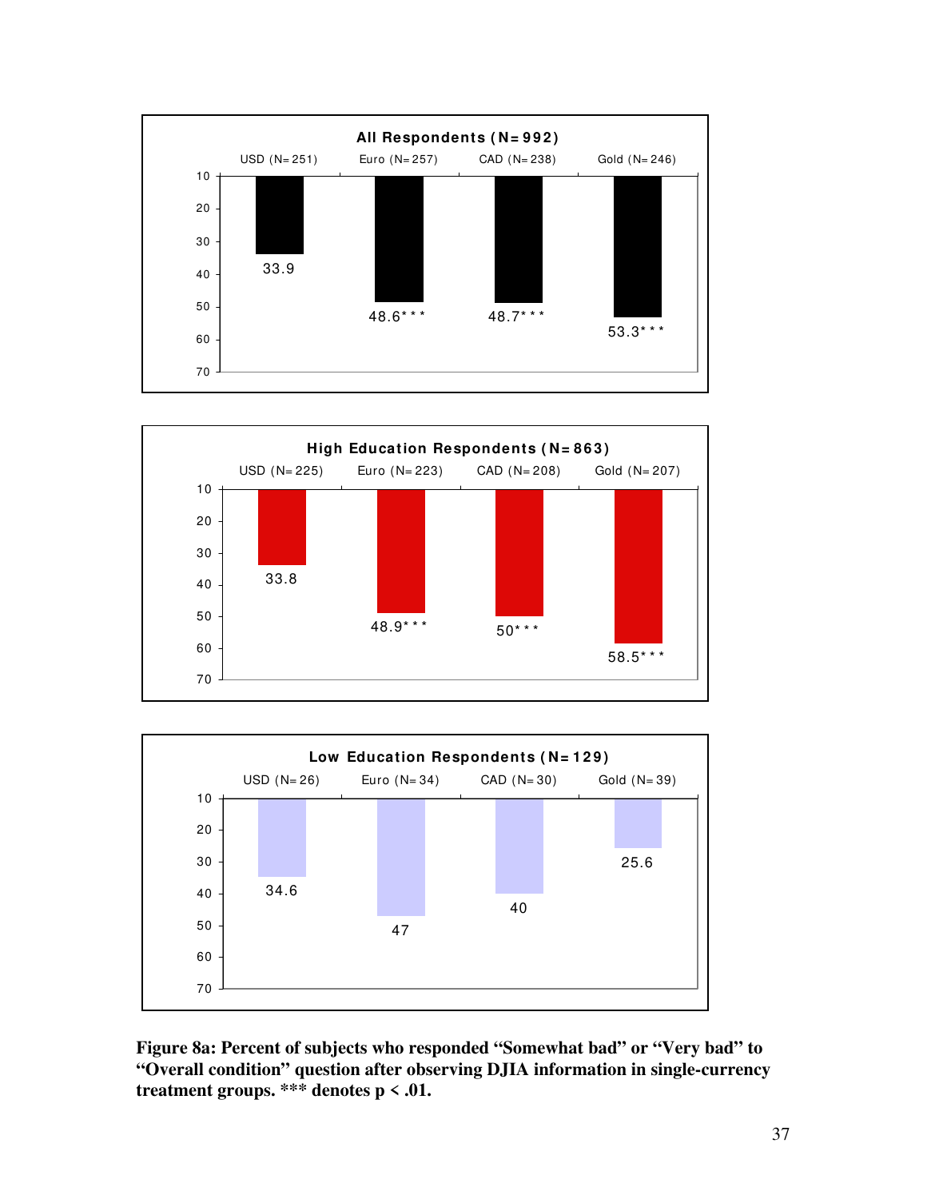**All Respondents (N=992)**

| | USD (N=251) | Euro (N=257) | CAD (N=238) | Gold (N=246) |
|---|---|---|---|---|
| Percent | 33.9 | 48.6*** | 48.7*** | 53.3*** |

**High Education Respondents (N=863)**

| | USD (N=225) | Euro (N=223) | CAD (N=208) | Gold (N=207) |
|---|---|---|---|---|
| Percent | 33.8 | 48.9*** | 50*** | 58.5*** |

**Low Education Respondents (N=129)**

| | USD (N=26) | Euro (N=34) | CAD (N=30) | Gold (N=39) |
|---|---|---|---|---|
| Percent | 34.6 | 47 | 40 | 25.6 |

**Figure 8a: Percent of subjects who responded "Somewhat bad" or "Very bad" to "Overall condition" question after observing DJIA information in single-currency treatment groups. *** denotes p < .01.**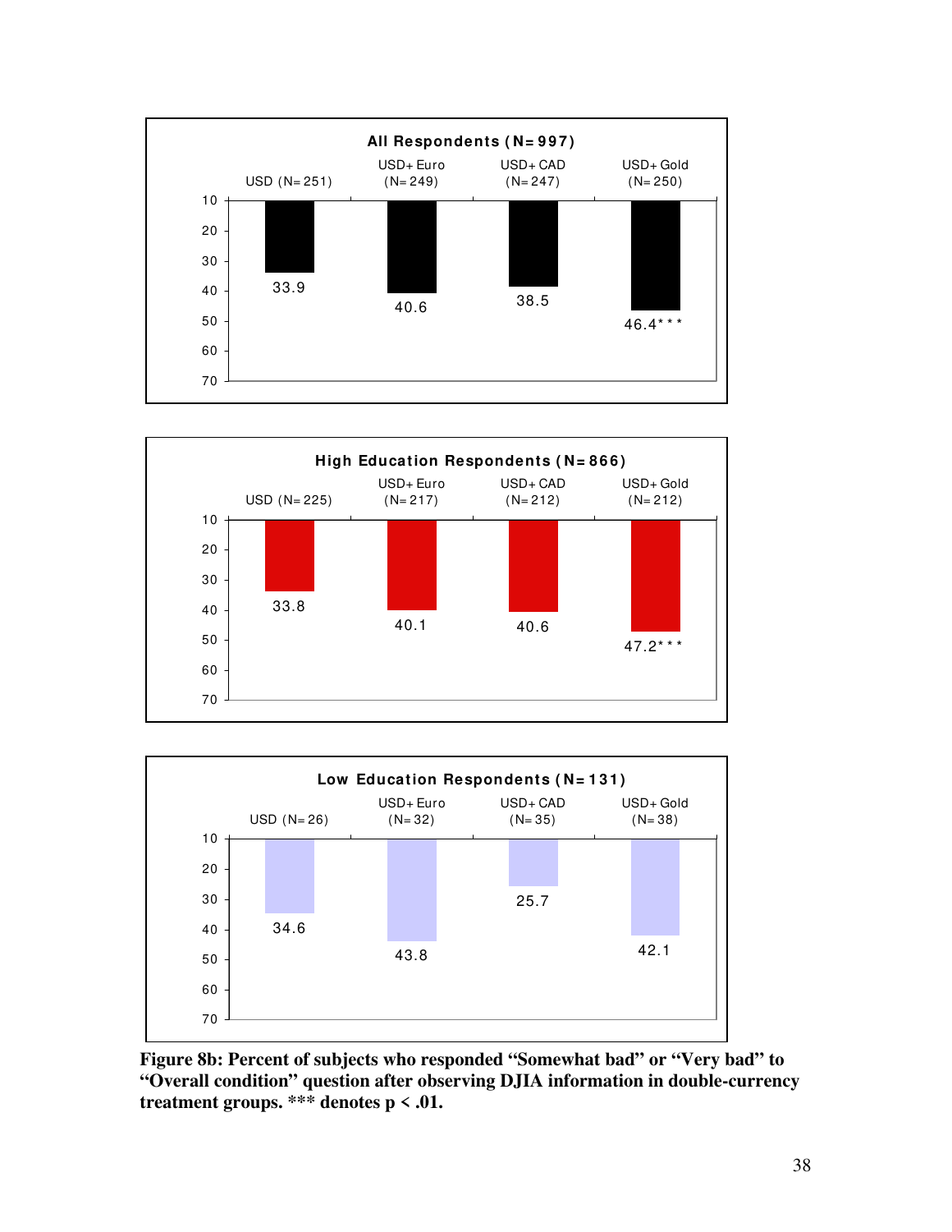**All Respondents (N=997)**

| | USD (N=251) | USD+Euro (N=249) | USD+CAD (N=247) | USD+Gold (N=250) |
|---|---|---|---|---|
| Percent | 33.9 | 40.6 | 38.5 | 46.4*** |

**High Education Respondents (N=866)**

| | USD (N=225) | USD+Euro (N=217) | USD+CAD (N=212) | USD+Gold (N=212) |
|---|---|---|---|---|
| Percent | 33.8 | 40.1 | 40.6 | 47.2*** |

**Low Education Respondents (N=131)**

| | USD (N=26) | USD+Euro (N=32) | USD+CAD (N=35) | USD+Gold (N=38) |
|---|---|---|---|---|
| Percent | 34.6 | 43.8 | 25.7 | 42.1 |

**Figure 8b: Percent of subjects who responded "Somewhat bad" or "Very bad" to "Overall condition" question after observing DJIA information in double-currency treatment groups. *** denotes p < .01.**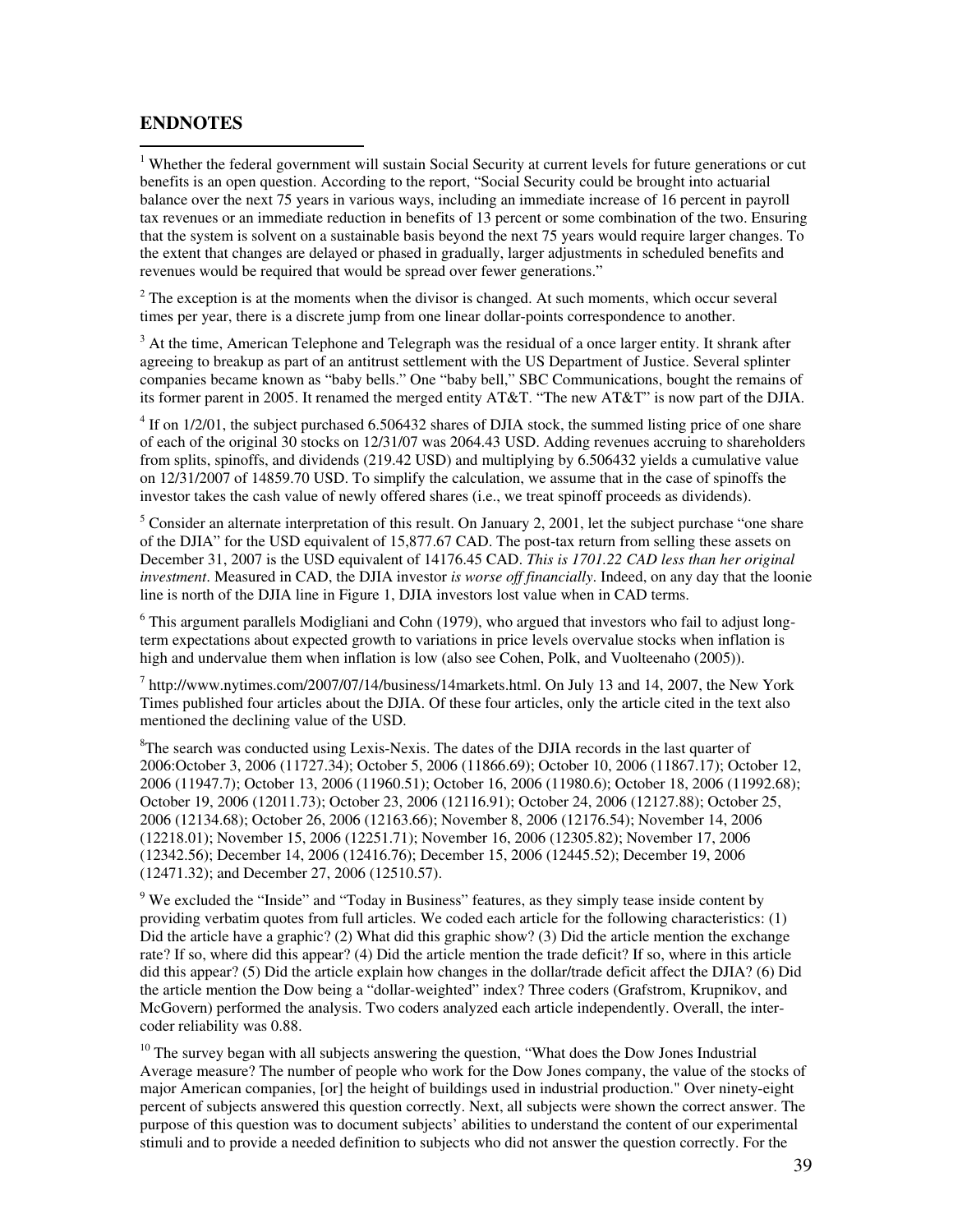## ENDNOTES

[1] Whether the federal government will sustain Social Security at current levels for future generations or cut benefits is an open question. According to the report, "Social Security could be brought into actuarial balance over the next 75 years in various ways, including an immediate increase of 16 percent in payroll tax revenues or an immediate reduction in benefits of 13 percent or some combination of the two. Ensuring that the system is solvent on a sustainable basis beyond the next 75 years would require larger changes. To the extent that changes are delayed or phased in gradually, larger adjustments in scheduled benefits and revenues would be required that would be spread over fewer generations."

[2] The exception is at the moments when the divisor is changed. At such moments, which occur several times per year, there is a discrete jump from one linear dollar-points correspondence to another.

[3] At the time, American Telephone and Telegraph was the residual of a once larger entity. It shrank after agreeing to breakup as part of an antitrust settlement with the US Department of Justice. Several splinter companies became known as "baby bells." One "baby bell," SBC Communications, bought the remains of its former parent in 2005. It renamed the merged entity AT&T. "The new AT&T" is now part of the DJIA.

[4] If on 1/2/01, the subject purchased 6.506432 shares of DJIA stock, the summed listing price of one share of each of the original 30 stocks on 12/31/07 was 2064.43 USD. Adding revenues accruing to shareholders from splits, spinoffs, and dividends (219.42 USD) and multiplying by 6.506432 yields a cumulative value on 12/31/2007 of 14859.70 USD. To simplify the calculation, we assume that in the case of spinoffs the investor takes the cash value of newly offered shares (i.e., we treat spinoff proceeds as dividends).

[5] Consider an alternate interpretation of this result. On January 2, 2001, let the subject purchase "one share of the DJIA" for the USD equivalent of 15,877.67 CAD. The post-tax return from selling these assets on December 31, 2007 is the USD equivalent of 14176.45 CAD. *This is 1701.22 CAD less than her original investment*. Measured in CAD, the DJIA investor *is worse off financially*. Indeed, on any day that the loonie line is north of the DJIA line in Figure 1, DJIA investors lost value when in CAD terms.

[6] This argument parallels Modigliani and Cohn (1979), who argued that investors who fail to adjust long-term expectations about expected growth to variations in price levels overvalue stocks when inflation is high and undervalue them when inflation is low (also see Cohen, Polk, and Vuolteenaho (2005)).

[7] http://www.nytimes.com/2007/07/14/business/14markets.html. On July 13 and 14, 2007, the New York Times published four articles about the DJIA. Of these four articles, only the article cited in the text also mentioned the declining value of the USD.

[8] The search was conducted using Lexis-Nexis. The dates of the DJIA records in the last quarter of 2006:October 3, 2006 (11727.34); October 5, 2006 (11866.69); October 10, 2006 (11867.17); October 12, 2006 (11947.7); October 13, 2006 (11960.51); October 16, 2006 (11980.6); October 18, 2006 (11992.68); October 19, 2006 (12011.73); October 23, 2006 (12116.91); October 24, 2006 (12127.88); October 25, 2006 (12134.68); October 26, 2006 (12163.66); November 8, 2006 (12176.54); November 14, 2006 (12218.01); November 15, 2006 (12251.71); November 16, 2006 (12305.82); November 17, 2006 (12342.56); December 14, 2006 (12416.76); December 15, 2006 (12445.52); December 19, 2006 (12471.32); and December 27, 2006 (12510.57).

[9] We excluded the "Inside" and "Today in Business" features, as they simply tease inside content by providing verbatim quotes from full articles. We coded each article for the following characteristics: (1) Did the article have a graphic? (2) What did this graphic show? (3) Did the article mention the exchange rate? If so, where did this appear? (4) Did the article mention the trade deficit? If so, where in this article did this appear? (5) Did the article explain how changes in the dollar/trade deficit affect the DJIA? (6) Did the article mention the Dow being a "dollar-weighted" index? Three coders (Grafstrom, Krupnikov, and McGovern) performed the analysis. Two coders analyzed each article independently. Overall, the inter-coder reliability was 0.88.

[10] The survey began with all subjects answering the question, "What does the Dow Jones Industrial Average measure? The number of people who work for the Dow Jones company, the value of the stocks of major American companies, [or] the height of buildings used in industrial production." Over ninety-eight percent of subjects answered this question correctly. Next, all subjects were shown the correct answer. The purpose of this question was to document subjects' abilities to understand the content of our experimental stimuli and to provide a needed definition to subjects who did not answer the question correctly. For the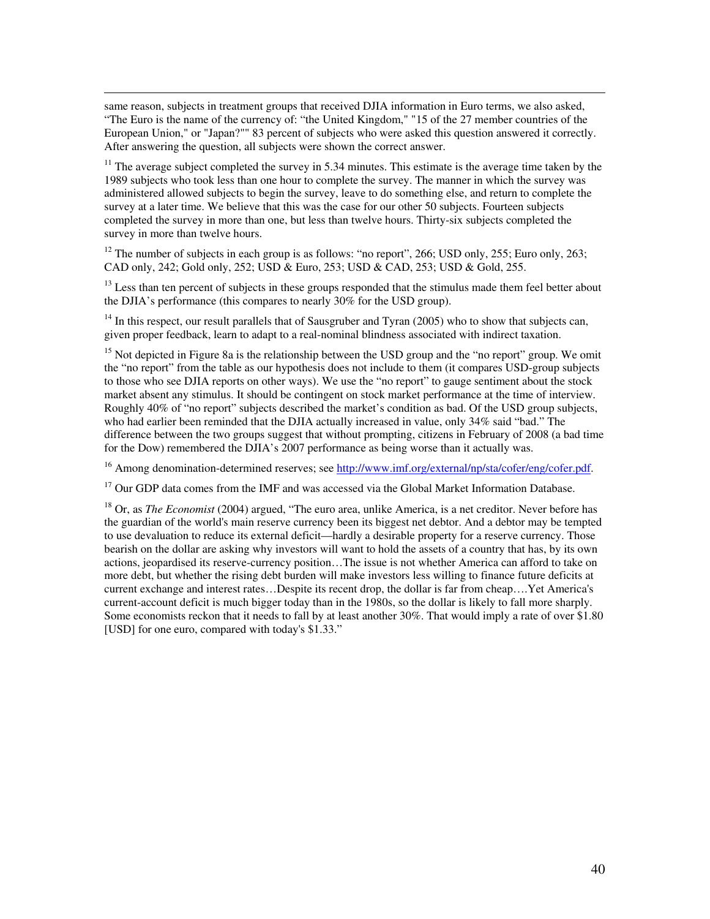same reason, subjects in treatment groups that received DJIA information in Euro terms, we also asked, "The Euro is the name of the currency of: "the United Kingdom," "15 of the 27 member countries of the European Union," or "Japan?"" 83 percent of subjects who were asked this question answered it correctly. After answering the question, all subjects were shown the correct answer.

[11] The average subject completed the survey in 5.34 minutes. This estimate is the average time taken by the 1989 subjects who took less than one hour to complete the survey. The manner in which the survey was administered allowed subjects to begin the survey, leave to do something else, and return to complete the survey at a later time. We believe that this was the case for our other 50 subjects. Fourteen subjects completed the survey in more than one, but less than twelve hours. Thirty-six subjects completed the survey in more than twelve hours.

[12] The number of subjects in each group is as follows: "no report", 266; USD only, 255; Euro only, 263; CAD only, 242; Gold only, 252; USD & Euro, 253; USD & CAD, 253; USD & Gold, 255.

[13] Less than ten percent of subjects in these groups responded that the stimulus made them feel better about the DJIA's performance (this compares to nearly 30% for the USD group).

[14] In this respect, our result parallels that of Sausgruber and Tyran (2005) who to show that subjects can, given proper feedback, learn to adapt to a real-nominal blindness associated with indirect taxation.

[15] Not depicted in Figure 8a is the relationship between the USD group and the "no report" group. We omit the "no report" from the table as our hypothesis does not include to them (it compares USD-group subjects to those who see DJIA reports on other ways). We use the "no report" to gauge sentiment about the stock market absent any stimulus. It should be contingent on stock market performance at the time of interview. Roughly 40% of "no report" subjects described the market's condition as bad. Of the USD group subjects, who had earlier been reminded that the DJIA actually increased in value, only 34% said "bad." The difference between the two groups suggest that without prompting, citizens in February of 2008 (a bad time for the Dow) remembered the DJIA's 2007 performance as being worse than it actually was.

[16] Among denomination-determined reserves; see http://www.imf.org/external/np/sta/cofer/eng/cofer.pdf.

[17] Our GDP data comes from the IMF and was accessed via the Global Market Information Database.

[18] Or, as *The Economist* (2004) argued, "The euro area, unlike America, is a net creditor. Never before has the guardian of the world's main reserve currency been its biggest net debtor. And a debtor may be tempted to use devaluation to reduce its external deficit—hardly a desirable property for a reserve currency. Those bearish on the dollar are asking why investors will want to hold the assets of a country that has, by its own actions, jeopardised its reserve-currency position…The issue is not whether America can afford to take on more debt, but whether the rising debt burden will make investors less willing to finance future deficits at current exchange and interest rates…Despite its recent drop, the dollar is far from cheap….Yet America's current-account deficit is much bigger today than in the 1980s, so the dollar is likely to fall more sharply. Some economists reckon that it needs to fall by at least another 30%. That would imply a rate of over $1.80 [USD] for one euro, compared with today's $1.33."